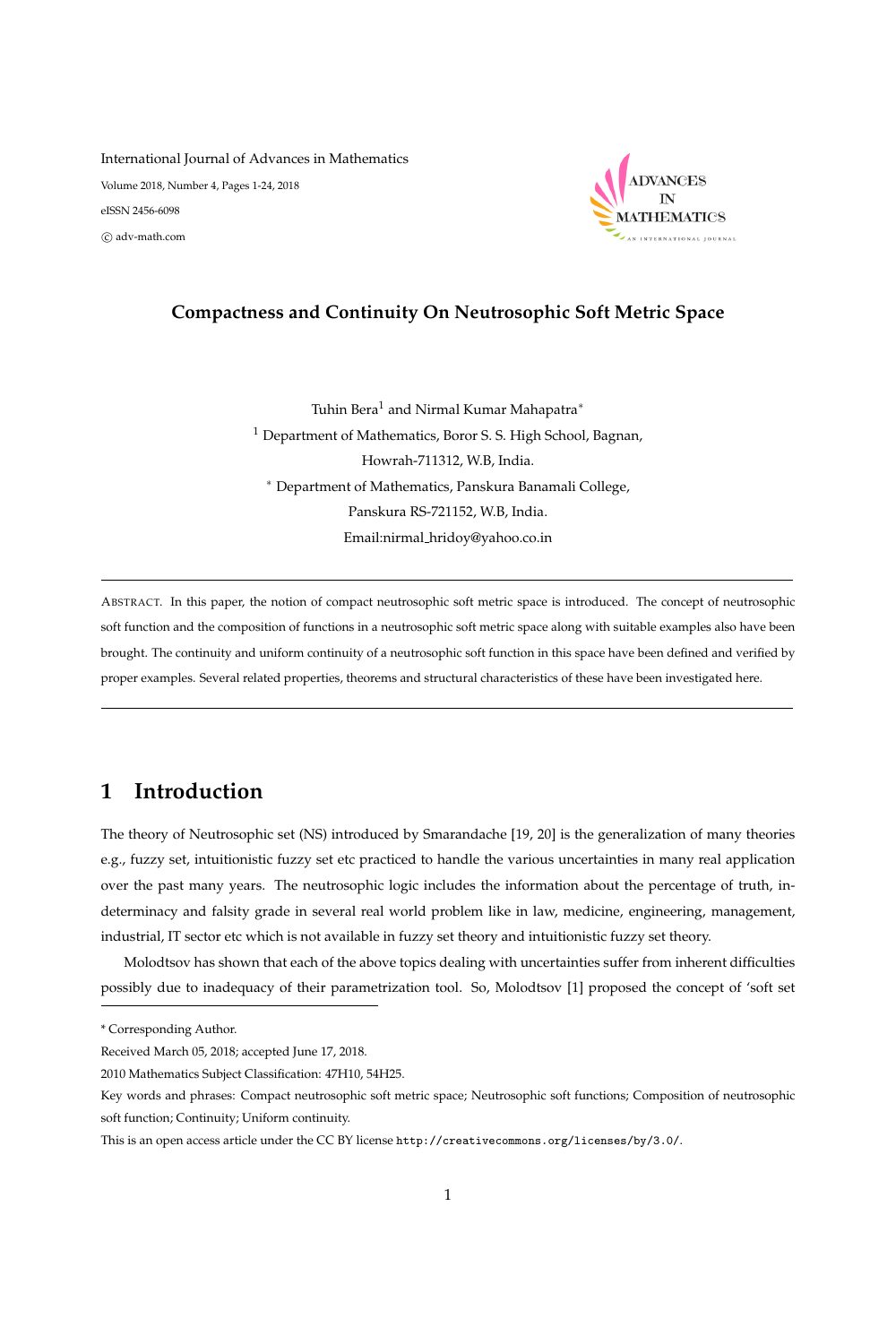International Journal of Advances in Mathematics
Volume 2018, Number 4, Pages 1-24, 2018
eISSN 2456-6098
© adv-math.com

# Compactness and Continuity On Neutrosophic Soft Metric Space

Tuhin Bera[1] and Nirmal Kumar Mahapatra[*]

[1] Department of Mathematics, Boror S. S. High School, Bagnan, Howrah-711312, W.B, India.

[*] Department of Mathematics, Panskura Banamali College, Panskura RS-721152, W.B, India.

Email:nirmal_hridoy@yahoo.co.in

---

Abstract. In this paper, the notion of compact neutrosophic soft metric space is introduced. The concept of neutrosophic soft function and the composition of functions in a neutrosophic soft metric space along with suitable examples also have been brought. The continuity and uniform continuity of a neutrosophic soft function in this space have been defined and verified by proper examples. Several related properties, theorems and structural characteristics of these have been investigated here.

---

## 1 Introduction

The theory of Neutrosophic set (NS) introduced by Smarandache [19, 20] is the generalization of many theories e.g., fuzzy set, intuitionistic fuzzy set etc practiced to handle the various uncertainties in many real application over the past many years. The neutrosophic logic includes the information about the percentage of truth, indeterminacy and falsity grade in several real world problem like in law, medicine, engineering, management, industrial, IT sector etc which is not available in fuzzy set theory and intuitionistic fuzzy set theory.

Molodtsov has shown that each of the above topics dealing with uncertainties suffer from inherent difficulties possibly due to inadequacy of their parametrization tool. So, Molodtsov [1] proposed the concept of 'soft set

---

* Corresponding Author.

Received March 05, 2018; accepted June 17, 2018.

2010 Mathematics Subject Classification: 47H10, 54H25.

Key words and phrases: Compact neutrosophic soft metric space; Neutrosophic soft functions; Composition of neutrosophic soft function; Continuity; Uniform continuity.

This is an open access article under the CC BY license http://creativecommons.org/licenses/by/3.0/.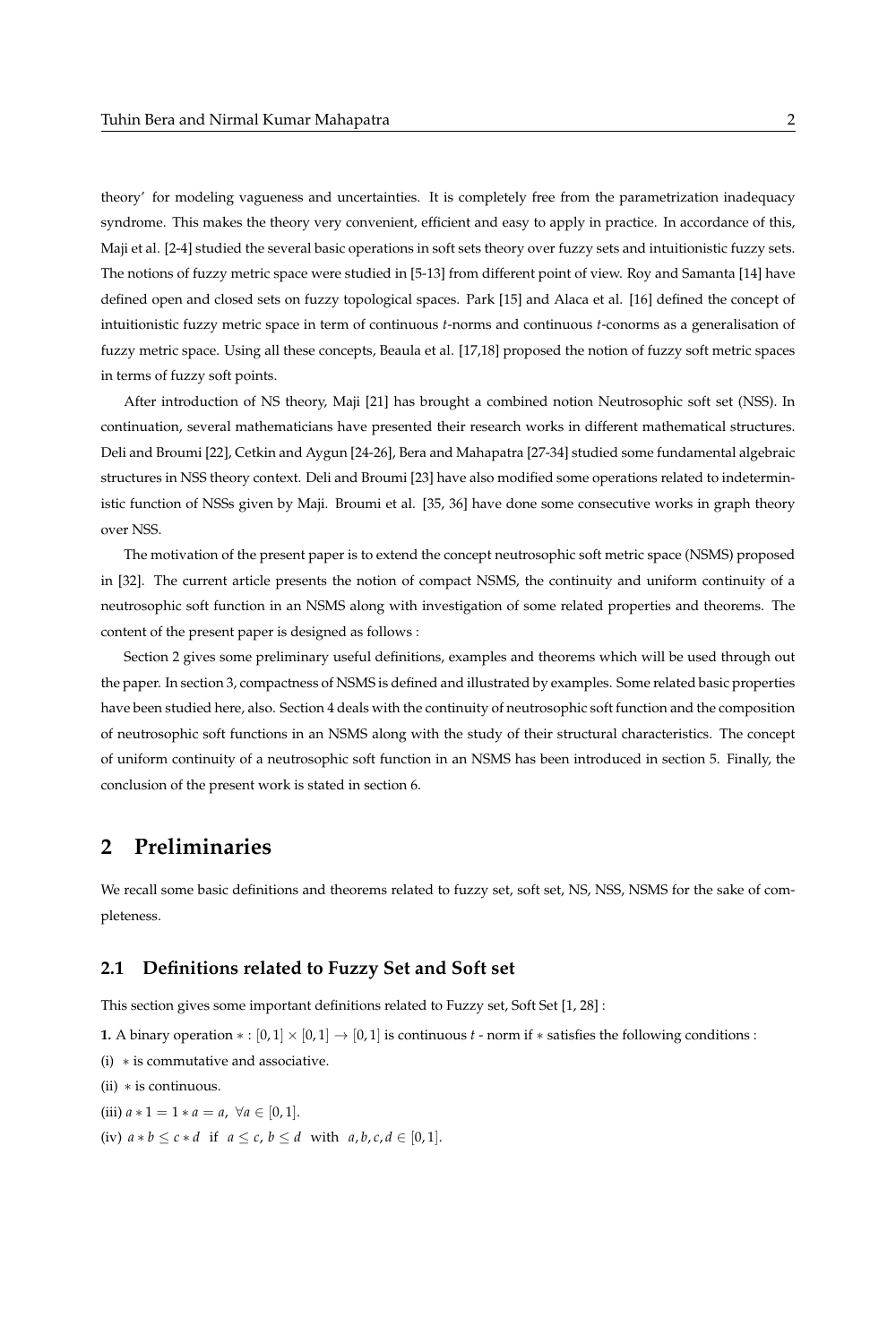theory' for modeling vagueness and uncertainties. It is completely free from the parametrization inadequacy syndrome. This makes the theory very convenient, efficient and easy to apply in practice. In accordance of this, Maji et al. [2-4] studied the several basic operations in soft sets theory over fuzzy sets and intuitionistic fuzzy sets. The notions of fuzzy metric space were studied in [5-13] from different point of view. Roy and Samanta [14] have defined open and closed sets on fuzzy topological spaces. Park [15] and Alaca et al. [16] defined the concept of intuitionistic fuzzy metric space in term of continuous $t$-norms and continuous $t$-conorms as a generalisation of fuzzy metric space. Using all these concepts, Beaula et al. [17,18] proposed the notion of fuzzy soft metric spaces in terms of fuzzy soft points.

After introduction of NS theory, Maji [21] has brought a combined notion Neutrosophic soft set (NSS). In continuation, several mathematicians have presented their research works in different mathematical structures. Deli and Broumi [22], Cetkin and Aygun [24-26], Bera and Mahapatra [27-34] studied some fundamental algebraic structures in NSS theory context. Deli and Broumi [23] have also modified some operations related to indeterministic function of NSSs given by Maji. Broumi et al. [35, 36] have done some consecutive works in graph theory over NSS.

The motivation of the present paper is to extend the concept neutrosophic soft metric space (NSMS) proposed in [32]. The current article presents the notion of compact NSMS, the continuity and uniform continuity of a neutrosophic soft function in an NSMS along with investigation of some related properties and theorems. The content of the present paper is designed as follows :

Section 2 gives some preliminary useful definitions, examples and theorems which will be used through out the paper. In section 3, compactness of NSMS is defined and illustrated by examples. Some related basic properties have been studied here, also. Section 4 deals with the continuity of neutrosophic soft function and the composition of neutrosophic soft functions in an NSMS along with the study of their structural characteristics. The concept of uniform continuity of a neutrosophic soft function in an NSMS has been introduced in section 5. Finally, the conclusion of the present work is stated in section 6.

## 2 Preliminaries

We recall some basic definitions and theorems related to fuzzy set, soft set, NS, NSS, NSMS for the sake of completeness.

### 2.1 Definitions related to Fuzzy Set and Soft set

This section gives some important definitions related to Fuzzy set, Soft Set [1, 28] :

**1.** A binary operation $* : [0,1] \times [0,1] \to [0,1]$ is continuous $t$ - norm if $*$ satisfies the following conditions :

(i) $*$ is commutative and associative.

(ii) $*$ is continuous.

(iii) $a * 1 = 1 * a = a, \ \forall a \in [0,1]$.

(iv) $a * b \leq c * d$ if $a \leq c, \ b \leq d$ with $a, b, c, d \in [0,1]$.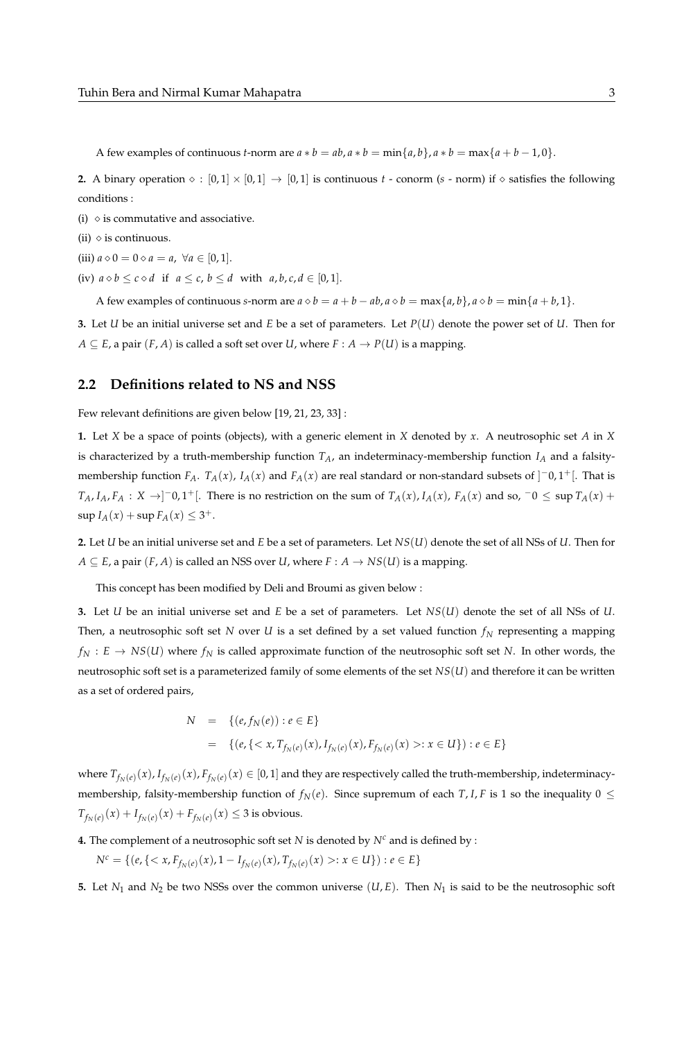A few examples of continuous $t$-norm are $a * b = ab, a * b = \min\{a, b\}, a * b = \max\{a + b - 1, 0\}$.

**2.** A binary operation $\diamond : [0,1] \times [0,1] \to [0,1]$ is continuous $t$ - conorm ($s$ - norm) if $\diamond$ satisfies the following conditions :

(i) $\diamond$ is commutative and associative.

(ii) $\diamond$ is continuous.

(iii) $a \diamond 0 = 0 \diamond a = a, \ \forall a \in [0,1]$.

(iv) $a \diamond b \leq c \diamond d$ if $a \leq c$, $b \leq d$ with $a, b, c, d \in [0,1]$.

A few examples of continuous $s$-norm are $a \diamond b = a + b - ab, a \diamond b = \max\{a, b\}, a \diamond b = \min\{a + b, 1\}$.

**3.** Let $U$ be an initial universe set and $E$ be a set of parameters. Let $P(U)$ denote the power set of $U$. Then for $A \subseteq E$, a pair $(F, A)$ is called a soft set over $U$, where $F : A \to P(U)$ is a mapping.

## 2.2 Definitions related to NS and NSS

Few relevant definitions are given below [19, 21, 23, 33] :

**1.** Let $X$ be a space of points (objects), with a generic element in $X$ denoted by $x$. A neutrosophic set $A$ in $X$ is characterized by a truth-membership function $T_A$, an indeterminacy-membership function $I_A$ and a falsity-membership function $F_A$. $T_A(x)$, $I_A(x)$ and $F_A(x)$ are real standard or non-standard subsets of $]^-0, 1^+[$. That is $T_A, I_A, F_A : X \to ]^-0, 1^+[$. There is no restriction on the sum of $T_A(x)$, $I_A(x)$, $F_A(x)$ and so, $^-0 \leq \sup T_A(x) + \sup I_A(x) + \sup F_A(x) \leq 3^+$.

**2.** Let $U$ be an initial universe set and $E$ be a set of parameters. Let $NS(U)$ denote the set of all NSs of $U$. Then for $A \subseteq E$, a pair $(F, A)$ is called an NSS over $U$, where $F : A \to NS(U)$ is a mapping.

This concept has been modified by Deli and Broumi as given below :

**3.** Let $U$ be an initial universe set and $E$ be a set of parameters. Let $NS(U)$ denote the set of all NSs of $U$. Then, a neutrosophic soft set $N$ over $U$ is a set defined by a set valued function $f_N$ representing a mapping $f_N : E \to NS(U)$ where $f_N$ is called approximate function of the neutrosophic soft set $N$. In other words, the neutrosophic soft set is a parameterized family of some elements of the set $NS(U)$ and therefore it can be written as a set of ordered pairs,

$$
\begin{aligned}
N &= \{(e, f_N(e)) : e \in E\} \\
&= \{(e, \{< x, T_{f_N(e)}(x), I_{f_N(e)}(x), F_{f_N(e)}(x) >: x \in U\}) : e \in E\}
\end{aligned}
$$

where $T_{f_N(e)}(x), I_{f_N(e)}(x), F_{f_N(e)}(x) \in [0,1]$ and they are respectively called the truth-membership, indeterminacy-membership, falsity-membership function of $f_N(e)$. Since supremum of each $T, I, F$ is 1 so the inequality $0 \leq T_{f_N(e)}(x) + I_{f_N(e)}(x) + F_{f_N(e)}(x) \leq 3$ is obvious.

**4.** The complement of a neutrosophic soft set $N$ is denoted by $N^c$ and is defined by :

$N^c = \{(e, \{< x, F_{f_N(e)}(x), 1 - I_{f_N(e)}(x), T_{f_N(e)}(x) >: x \in U\}) : e \in E\}$

**5.** Let $N_1$ and $N_2$ be two NSSs over the common universe $(U, E)$. Then $N_1$ is said to be the neutrosophic soft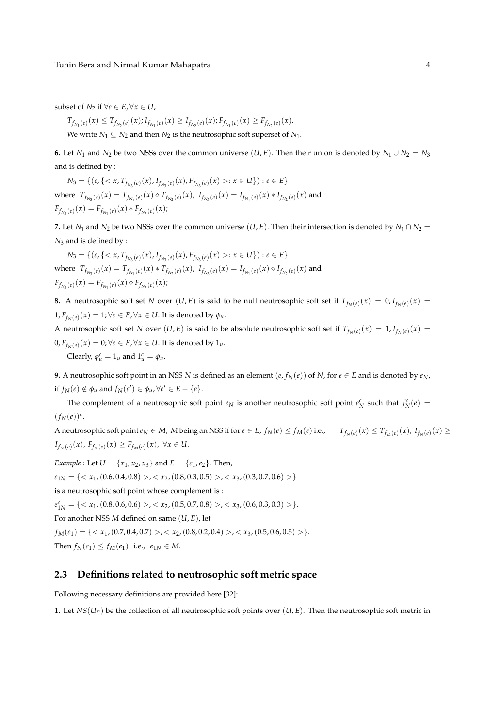subset of $N_2$ if $\forall e \in E, \forall x \in U$,

$T_{f_{N_1}(e)}(x) \leq T_{f_{N_2}(e)}(x); I_{f_{N_1}(e)}(x) \geq I_{f_{N_2}(e)}(x); F_{f_{N_1}(e)}(x) \geq F_{f_{N_2}(e)}(x)$.

We write $N_1 \subseteq N_2$ and then $N_2$ is the neutrosophic soft superset of $N_1$.

**6.** Let $N_1$ and $N_2$ be two NSSs over the common universe $(U, E)$. Then their union is denoted by $N_1 \cup N_2 = N_3$ and is defined by :

$N_3 = \{(e, \{< x, T_{f_{N_3}(e)}(x), I_{f_{N_3}(e)}(x), F_{f_{N_3}(e)}(x) >: x \in U\}) : e \in E\}$

where $T_{f_{N_3}(e)}(x) = T_{f_{N_1}(e)}(x) \diamond T_{f_{N_2}(e)}(x)$, $I_{f_{N_3}(e)}(x) = I_{f_{N_1}(e)}(x) * I_{f_{N_2}(e)}(x)$ and $F_{f_{N_3}(e)}(x) = F_{f_{N_1}(e)}(x) * F_{f_{N_2}(e)}(x)$;

**7.** Let $N_1$ and $N_2$ be two NSSs over the common universe $(U, E)$. Then their intersection is denoted by $N_1 \cap N_2 = N_3$ and is defined by :

$N_3 = \{(e, \{< x, T_{f_{N_3}(e)}(x), I_{f_{N_3}(e)}(x), F_{f_{N_3}(e)}(x) >: x \in U\}) : e \in E\}$

where $T_{f_{N_3}(e)}(x) = T_{f_{N_1}(e)}(x) * T_{f_{N_2}(e)}(x)$, $I_{f_{N_3}(e)}(x) = I_{f_{N_1}(e)}(x) \diamond I_{f_{N_2}(e)}(x)$ and $F_{f_{N_3}(e)}(x) = F_{f_{N_1}(e)}(x) \diamond F_{f_{N_2}(e)}(x)$;

**8.** A neutrosophic soft set $N$ over $(U, E)$ is said to be null neutrosophic soft set if $T_{f_N(e)}(x) = 0, I_{f_N(e)}(x) = 1, F_{f_N(e)}(x) = 1; \forall e \in E, \forall x \in U$. It is denoted by $\phi_u$.

A neutrosophic soft set $N$ over $(U, E)$ is said to be absolute neutrosophic soft set if $T_{f_N(e)}(x) = 1, I_{f_N(e)}(x) = 0, F_{f_N(e)}(x) = 0; \forall e \in E, \forall x \in U$. It is denoted by $1_u$.

Clearly, $\phi_u^c = 1_u$ and $1_u^c = \phi_u$.

**9.** A neutrosophic soft point in an NSS $N$ is defined as an element $(e, f_N(e))$ of $N$, for $e \in E$ and is denoted by $e_N$, if $f_N(e) \notin \phi_u$ and $f_N(e') \in \phi_u, \forall e' \in E - \{e\}$.

The complement of a neutrosophic soft point $e_N$ is another neutrosophic soft point $e_N^c$ such that $f_N^c(e) = (f_N(e))^c$.

A neutrosophic soft point $e_N \in M$, $M$ being an NSS if for $e \in E$, $f_N(e) \leq f_M(e)$ i.e., $T_{f_N(e)}(x) \leq T_{f_M(e)}(x)$, $I_{f_N(e)}(x) \geq I_{f_M(e)}(x)$, $F_{f_N(e)}(x) \geq F_{f_M(e)}(x)$, $\forall x \in U$.

*Example :* Let $U = \{x_1, x_2, x_3\}$ and $E = \{e_1, e_2\}$. Then,

$e_{1N} = \{< x_1, (0.6, 0.4, 0.8) >, < x_2, (0.8, 0.3, 0.5) >, < x_3, (0.3, 0.7, 0.6) >\}$

is a neutrosophic soft point whose complement is :

$e_{1N}^c = \{< x_1, (0.8, 0.6, 0.6) >, < x_2, (0.5, 0.7, 0.8) >, < x_3, (0.6, 0.3, 0.3) >\}$.

For another NSS $M$ defined on same $(U, E)$, let

$f_M(e_1) = \{< x_1, (0.7, 0.4, 0.7) >, < x_2, (0.8, 0.2, 0.4) >, < x_3, (0.5, 0.6, 0.5) >\}$.

Then $f_N(e_1) \leq f_M(e_1)$ i.e., $e_{1N} \in M$.

### 2.3 Definitions related to neutrosophic soft metric space

Following necessary definitions are provided here [32]:

**1.** Let $NS(U_E)$ be the collection of all neutrosophic soft points over $(U, E)$. Then the neutrosophic soft metric in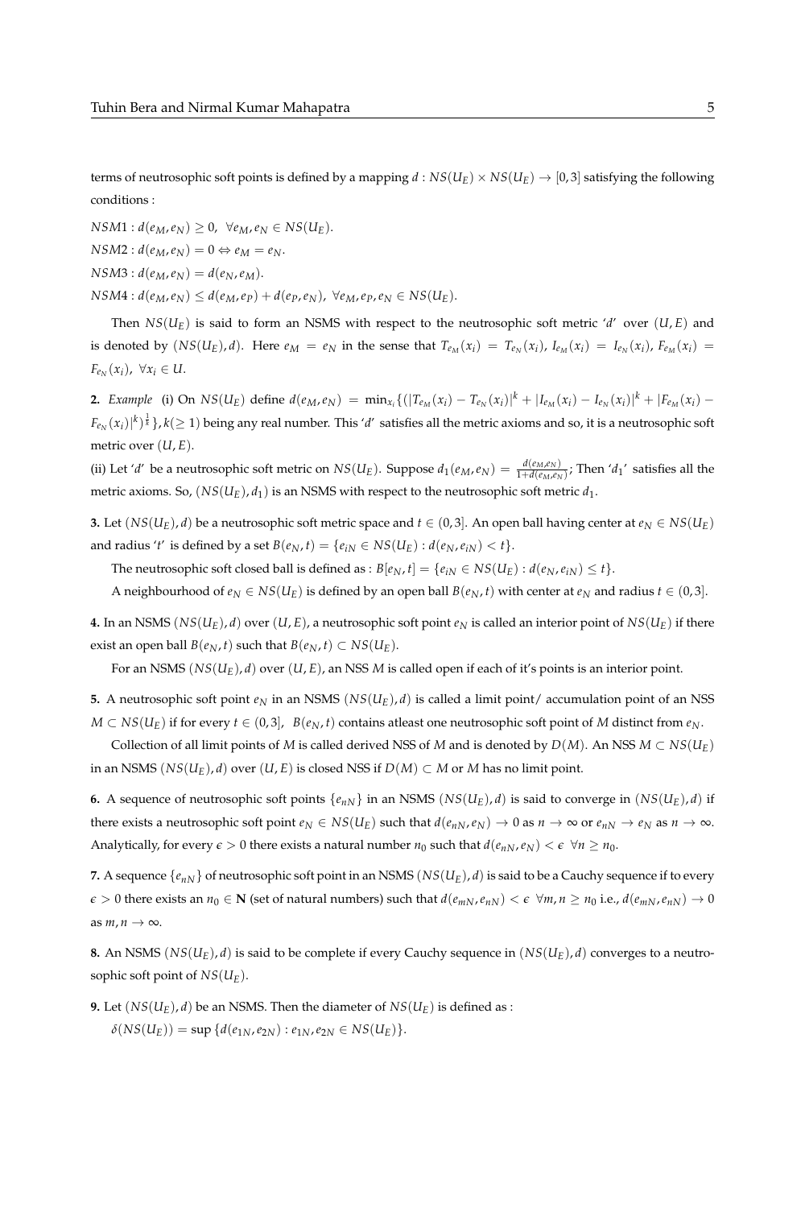terms of neutrosophic soft points is defined by a mapping $d : NS(U_E) \times NS(U_E) \rightarrow [0,3]$ satisfying the following conditions :

$NSM1 : d(e_M, e_N) \geq 0, \ \forall e_M, e_N \in NS(U_E)$.

$NSM2 : d(e_M, e_N) = 0 \Leftrightarrow e_M = e_N$.

$NSM3 : d(e_M, e_N) = d(e_N, e_M)$.

$NSM4 : d(e_M, e_N) \leq d(e_M, e_P) + d(e_P, e_N), \ \forall e_M, e_P, e_N \in NS(U_E)$.

Then $NS(U_E)$ is said to form an NSMS with respect to the neutrosophic soft metric '$d$' over $(U, E)$ and is denoted by $(NS(U_E), d)$. Here $e_M = e_N$ in the sense that $T_{e_M}(x_i) = T_{e_N}(x_i)$, $I_{e_M}(x_i) = I_{e_N}(x_i)$, $F_{e_M}(x_i) = F_{e_N}(x_i), \ \forall x_i \in U$.

**2.** *Example* (i) On $NS(U_E)$ define $d(e_M, e_N) = \min_{x_i}\{(|T_{e_M}(x_i) - T_{e_N}(x_i)|^k + |I_{e_M}(x_i) - I_{e_N}(x_i)|^k + |F_{e_M}(x_i) - F_{e_N}(x_i)|^k)^{\frac{1}{k}}\}, k(\geq 1)$ being any real number. This '$d$' satisfies all the metric axioms and so, it is a neutrosophic soft metric over $(U, E)$.

(ii) Let '$d$' be a neutrosophic soft metric on $NS(U_E)$. Suppose $d_1(e_M, e_N) = \frac{d(e_M, e_N)}{1 + d(e_M, e_N)}$; Then '$d_1$' satisfies all the metric axioms. So, $(NS(U_E), d_1)$ is an NSMS with respect to the neutrosophic soft metric $d_1$.

**3.** Let $(NS(U_E), d)$ be a neutrosophic soft metric space and $t \in (0,3]$. An open ball having center at $e_N \in NS(U_E)$ and radius '$t$' is defined by a set $B(e_N, t) = \{e_{iN} \in NS(U_E) : d(e_N, e_{iN}) < t\}$.

The neutrosophic soft closed ball is defined as : $B[e_N, t] = \{e_{iN} \in NS(U_E) : d(e_N, e_{iN}) \leq t\}$.

A neighbourhood of $e_N \in NS(U_E)$ is defined by an open ball $B(e_N, t)$ with center at $e_N$ and radius $t \in (0,3]$.

**4.** In an NSMS $(NS(U_E), d)$ over $(U, E)$, a neutrosophic soft point $e_N$ is called an interior point of $NS(U_E)$ if there exist an open ball $B(e_N, t)$ such that $B(e_N, t) \subset NS(U_E)$.

For an NSMS $(NS(U_E), d)$ over $(U, E)$, an NSS $M$ is called open if each of it's points is an interior point.

**5.** A neutrosophic soft point $e_N$ in an NSMS $(NS(U_E), d)$ is called a limit point/ accumulation point of an NSS $M \subset NS(U_E)$ if for every $t \in (0,3]$, $B(e_N, t)$ contains atleast one neutrosophic soft point of $M$ distinct from $e_N$.

Collection of all limit points of $M$ is called derived NSS of $M$ and is denoted by $D(M)$. An NSS $M \subset NS(U_E)$ in an NSMS $(NS(U_E), d)$ over $(U, E)$ is closed NSS if $D(M) \subset M$ or $M$ has no limit point.

**6.** A sequence of neutrosophic soft points $\{e_{nN}\}$ in an NSMS $(NS(U_E), d)$ is said to converge in $(NS(U_E), d)$ if there exists a neutrosophic soft point $e_N \in NS(U_E)$ such that $d(e_{nN}, e_N) \rightarrow 0$ as $n \rightarrow \infty$ or $e_{nN} \rightarrow e_N$ as $n \rightarrow \infty$. Analytically, for every $\epsilon > 0$ there exists a natural number $n_0$ such that $d(e_{nN}, e_N) < \epsilon \ \ \forall n \geq n_0$.

**7.** A sequence $\{e_{nN}\}$ of neutrosophic soft point in an NSMS $(NS(U_E), d)$ is said to be a Cauchy sequence if to every $\epsilon > 0$ there exists an $n_0 \in \mathbf{N}$ (set of natural numbers) such that $d(e_{mN}, e_{nN}) < \epsilon \ \ \forall m, n \geq n_0$ i.e., $d(e_{mN}, e_{nN}) \rightarrow 0$ as $m, n \rightarrow \infty$.

**8.** An NSMS $(NS(U_E), d)$ is said to be complete if every Cauchy sequence in $(NS(U_E), d)$ converges to a neutrosophic soft point of $NS(U_E)$.

**9.** Let $(NS(U_E), d)$ be an NSMS. Then the diameter of $NS(U_E)$ is defined as :

$\delta(NS(U_E)) = \sup\{d(e_{1N}, e_{2N}) : e_{1N}, e_{2N} \in NS(U_E)\}$.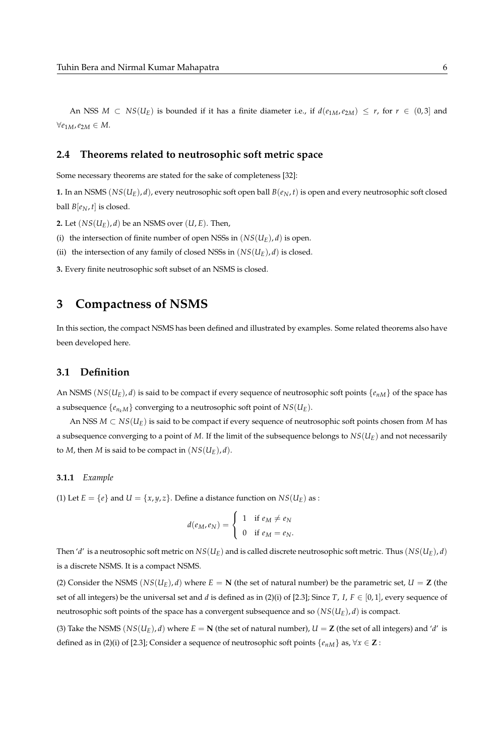An NSS $M \subset NS(U_E)$ is bounded if it has a finite diameter i.e., if $d(e_{1M}, e_{2M}) \leq r$, for $r \in (0, 3]$ and $\forall e_{1M}, e_{2M} \in M$.

## 2.4 Theorems related to neutrosophic soft metric space

Some necessary theorems are stated for the sake of completeness [32]:

**1.** In an NSMS $(NS(U_E), d)$, every neutrosophic soft open ball $B(e_N, t)$ is open and every neutrosophic soft closed ball $B[e_N, t]$ is closed.

**2.** Let $(NS(U_E), d)$ be an NSMS over $(U, E)$. Then,

(i) the intersection of finite number of open NSSs in $(NS(U_E), d)$ is open.

(ii) the intersection of any family of closed NSSs in $(NS(U_E), d)$ is closed.

**3.** Every finite neutrosophic soft subset of an NSMS is closed.

# 3 Compactness of NSMS

In this section, the compact NSMS has been defined and illustrated by examples. Some related theorems also have been developed here.

## 3.1 Definition

An NSMS $(NS(U_E), d)$ is said to be compact if every sequence of neutrosophic soft points $\{e_{nM}\}$ of the space has a subsequence $\{e_{n_k M}\}$ converging to a neutrosophic soft point of $NS(U_E)$.

An NSS $M \subset NS(U_E)$ is said to be compact if every sequence of neutrosophic soft points chosen from $M$ has a subsequence converging to a point of $M$. If the limit of the subsequence belongs to $NS(U_E)$ and not necessarily to $M$, then $M$ is said to be compact in $(NS(U_E), d)$.

### 3.1.1 *Example*

(1) Let $E = \{e\}$ and $U = \{x, y, z\}$. Define a distance function on $NS(U_E)$ as :

$$d(e_M, e_N) = \begin{cases} 1 & \text{if } e_M \neq e_N \\ 0 & \text{if } e_M = e_N. \end{cases}$$

Then '$d$' is a neutrosophic soft metric on $NS(U_E)$ and is called discrete neutrosophic soft metric. Thus $(NS(U_E), d)$ is a discrete NSMS. It is a compact NSMS.

(2) Consider the NSMS $(NS(U_E), d)$ where $E = \mathbf{N}$ (the set of natural number) be the parametric set, $U = \mathbf{Z}$ (the set of all integers) be the universal set and $d$ is defined as in (2)(i) of [2.3]; Since $T$, $I$, $F \in [0, 1]$, every sequence of neutrosophic soft points of the space has a convergent subsequence and so $(NS(U_E), d)$ is compact.

(3) Take the NSMS $(NS(U_E), d)$ where $E = \mathbf{N}$ (the set of natural number), $U = \mathbf{Z}$ (the set of all integers) and '$d$' is defined as in (2)(i) of [2.3]; Consider a sequence of neutrosophic soft points $\{e_{nM}\}$ as, $\forall x \in \mathbf{Z}$ :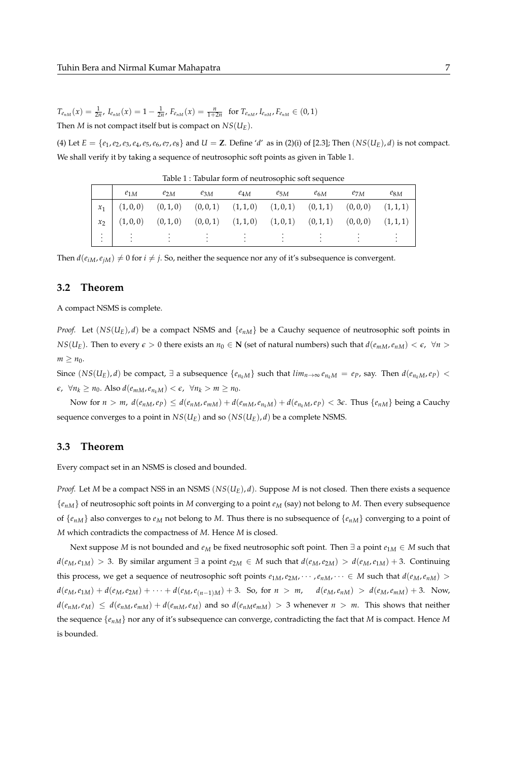$T_{e_{nM}}(x) = \frac{1}{2n}$, $I_{e_{nM}}(x) = 1 - \frac{1}{2n}$, $F_{e_{nM}}(x) = \frac{n}{1+2n}$ for $T_{e_{nM}}, I_{e_{nM}}, F_{e_{nM}} \in (0,1)$

Then $M$ is not compact itself but is compact on $NS(U_E)$.

(4) Let $E = \{e_1, e_2, e_3, e_4, e_5, e_6, e_7, e_8\}$ and $U = \mathbf{Z}$. Define '$d$' as in (2)(i) of [2.3]; Then $(NS(U_E), d)$ is not compact. We shall verify it by taking a sequence of neutrosophic soft points as given in Table 1.

Table 1 : Tabular form of neutrosophic soft sequence

| | $e_{1M}$ | $e_{2M}$ | $e_{3M}$ | $e_{4M}$ | $e_{5M}$ | $e_{6M}$ | $e_{7M}$ | $e_{8M}$ |
|---|---|---|---|---|---|---|---|---|
| $x_1$ | $(1,0,0)$ | $(0,1,0)$ | $(0,0,1)$ | $(1,1,0)$ | $(1,0,1)$ | $(0,1,1)$ | $(0,0,0)$ | $(1,1,1)$ |
| $x_2$ | $(1,0,0)$ | $(0,1,0)$ | $(0,0,1)$ | $(1,1,0)$ | $(1,0,1)$ | $(0,1,1)$ | $(0,0,0)$ | $(1,1,1)$ |
| $\vdots$ | $\vdots$ | $\vdots$ | $\vdots$ | $\vdots$ | $\vdots$ | $\vdots$ | $\vdots$ | $\vdots$ |

Then $d(e_{iM}, e_{jM}) \neq 0$ for $i \neq j$. So, neither the sequence nor any of it's subsequence is convergent.

### 3.2 Theorem

A compact NSMS is complete.

*Proof.* Let $(NS(U_E), d)$ be a compact NSMS and $\{e_{nM}\}$ be a Cauchy sequence of neutrosophic soft points in $NS(U_E)$. Then to every $\epsilon > 0$ there exists an $n_0 \in \mathbf{N}$ (set of natural numbers) such that $d(e_{mM}, e_{nM}) < \epsilon, \ \forall n > m \geq n_0$.

Since $(NS(U_E), d)$ be compact, $\exists$ a subsequence $\{e_{n_kM}\}$ such that $lim_{n\to\infty} e_{n_kM} = e_P$, say. Then $d(e_{n_kM}, e_P) < \epsilon, \ \forall n_k \geq n_0$. Also $d(e_{mM}, e_{n_kM}) < \epsilon, \ \forall n_k > m \geq n_0$.

Now for $n > m$, $d(e_{nM}, e_P) \leq d(e_{nM}, e_{mM}) + d(e_{mM}, e_{n_kM}) + d(e_{n_kM}, e_P) < 3\epsilon$. Thus $\{e_{nM}\}$ being a Cauchy sequence converges to a point in $NS(U_E)$ and so $(NS(U_E), d)$ be a complete NSMS.

### 3.3 Theorem

Every compact set in an NSMS is closed and bounded.

*Proof.* Let $M$ be a compact NSS in an NSMS $(NS(U_E), d)$. Suppose $M$ is not closed. Then there exists a sequence $\{e_{nM}\}$ of neutrosophic soft points in $M$ converging to a point $e_M$ (say) not belong to $M$. Then every subsequence of $\{e_{nM}\}$ also converges to $e_M$ not belong to $M$. Thus there is no subsequence of $\{e_{nM}\}$ converging to a point of $M$ which contradicts the compactness of $M$. Hence $M$ is closed.

Next suppose $M$ is not bounded and $e_M$ be fixed neutrosophic soft point. Then $\exists$ a point $e_{1M} \in M$ such that $d(e_M, e_{1M}) > 3$. By similar argument $\exists$ a point $e_{2M} \in M$ such that $d(e_M, e_{2M}) > d(e_M, e_{1M}) + 3$. Continuing this process, we get a sequence of neutrosophic soft points $e_{1M}, e_{2M}, \cdots, e_{nM}, \cdots \in M$ such that $d(e_M, e_{nM}) > d(e_M, e_{1M}) + d(e_M, e_{2M}) + \cdots + d(e_M, e_{(n-1)M}) + 3$. So, for $n > m$, $\quad d(e_M, e_{nM}) > d(e_M, e_{mM}) + 3$. Now, $d(e_{nM}, e_M) \leq d(e_{nM}, e_{mM}) + d(e_{mM}, e_M)$ and so $d(e_{nM}e_{mM}) > 3$ whenever $n > m$. This shows that neither the sequence $\{e_{nM}\}$ nor any of it's subsequence can converge, contradicting the fact that $M$ is compact. Hence $M$ is bounded.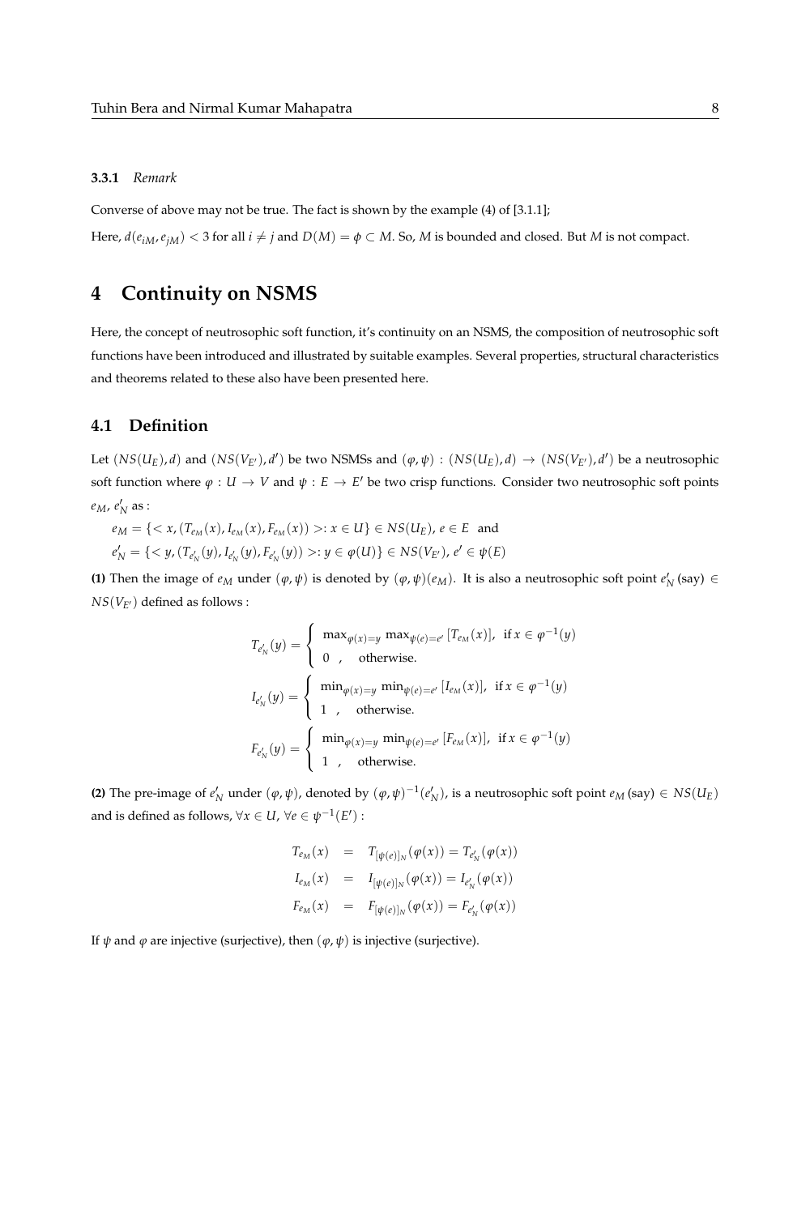### 3.3.1 *Remark*

Converse of above may not be true. The fact is shown by the example (4) of [3.1.1];

Here, $d(e_{iM}, e_{jM}) < 3$ for all $i \neq j$ and $D(M) = \phi \subset M$. So, $M$ is bounded and closed. But $M$ is not compact.

# 4 Continuity on NSMS

Here, the concept of neutrosophic soft function, it's continuity on an NSMS, the composition of neutrosophic soft functions have been introduced and illustrated by suitable examples. Several properties, structural characteristics and theorems related to these also have been presented here.

## 4.1 Definition

Let $(NS(U_E), d)$ and $(NS(V_{E'}), d')$ be two NSMSs and $(\varphi, \psi) : (NS(U_E), d) \rightarrow (NS(V_{E'}), d')$ be a neutrosophic soft function where $\varphi : U \rightarrow V$ and $\psi : E \rightarrow E'$ be two crisp functions. Consider two neutrosophic soft points $e_M$, $e'_N$ as :

$e_M = \{< x, (T_{e_M}(x), I_{e_M}(x), F_{e_M}(x)) >: x \in U\} \in NS(U_E)$, $e \in E$ and

$e'_N = \{< y, (T_{e'_N}(y), I_{e'_N}(y), F_{e'_N}(y)) >: y \in \varphi(U)\} \in NS(V_{E'})$, $e' \in \psi(E)$

**(1)** Then the image of $e_M$ under $(\varphi, \psi)$ is denoted by $(\varphi, \psi)(e_M)$. It is also a neutrosophic soft point $e'_N$ (say) $\in NS(V_{E'})$ defined as follows :

$$T_{e'_N}(y) = \begin{cases} \max_{\varphi(x)=y} \max_{\psi(e)=e'} [T_{e_M}(x)], & \text{if } x \in \varphi^{-1}(y) \\ 0 \quad , & \text{otherwise.} \end{cases}$$

$$I_{e'_N}(y) = \begin{cases} \min_{\varphi(x)=y} \min_{\psi(e)=e'} [I_{e_M}(x)], & \text{if } x \in \varphi^{-1}(y) \\ 1 \quad , & \text{otherwise.} \end{cases}$$

$$F_{e'_N}(y) = \begin{cases} \min_{\varphi(x)=y} \min_{\psi(e)=e'} [F_{e_M}(x)], & \text{if } x \in \varphi^{-1}(y) \\ 1 \quad , & \text{otherwise.} \end{cases}$$

**(2)** The pre-image of $e'_N$ under $(\varphi, \psi)$, denoted by $(\varphi, \psi)^{-1}(e'_N)$, is a neutrosophic soft point $e_M$ (say) $\in NS(U_E)$ and is defined as follows, $\forall x \in U$, $\forall e \in \psi^{-1}(E')$ :

$$\begin{aligned} T_{e_M}(x) &= T_{[\psi(e)]_N}(\varphi(x)) = T_{e'_N}(\varphi(x)) \\ I_{e_M}(x) &= I_{[\psi(e)]_N}(\varphi(x)) = I_{e'_N}(\varphi(x)) \\ F_{e_M}(x) &= F_{[\psi(e)]_N}(\varphi(x)) = F_{e'_N}(\varphi(x)) \end{aligned}$$

If $\psi$ and $\varphi$ are injective (surjective), then $(\varphi, \psi)$ is injective (surjective).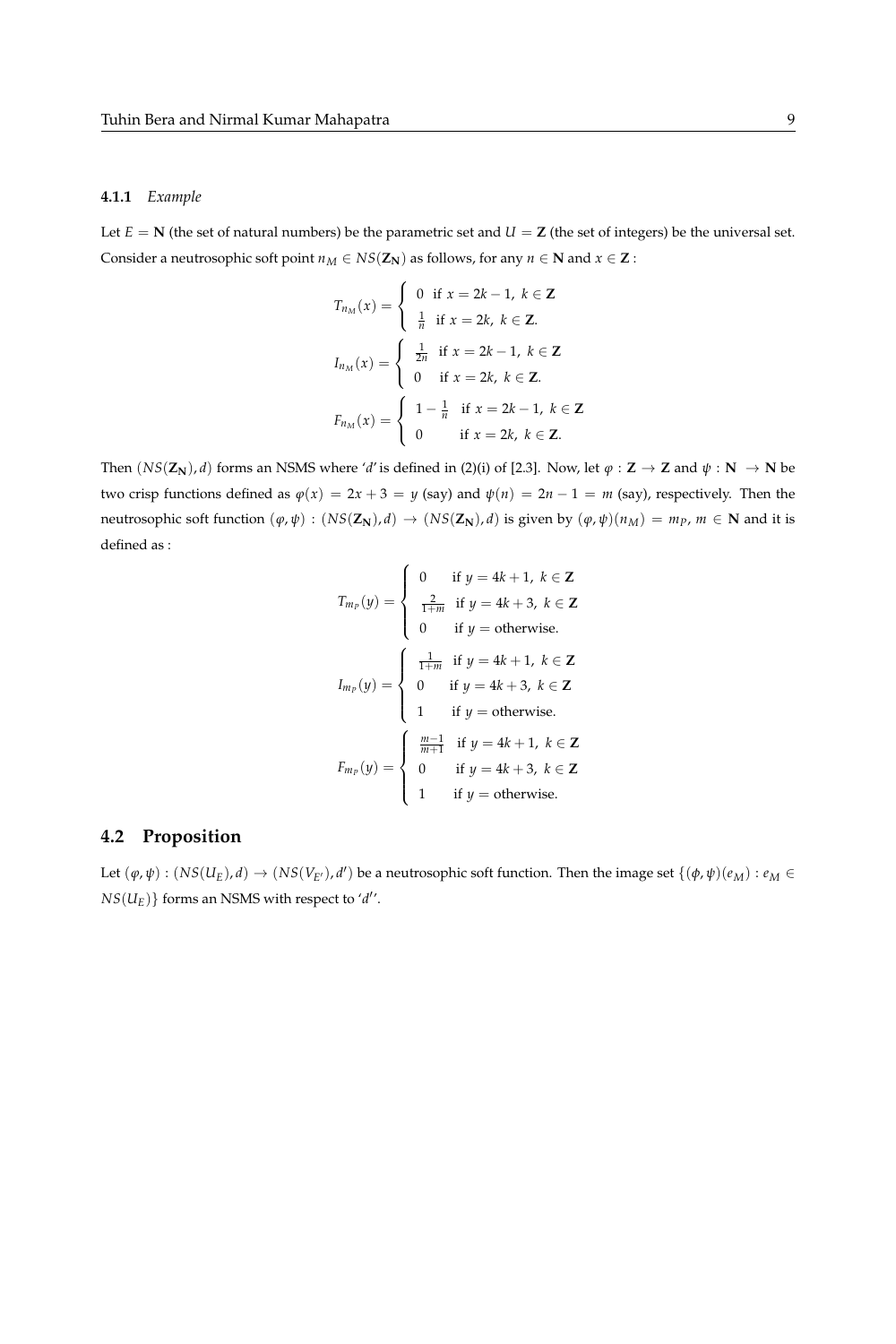#### 4.1.1 *Example*

Let $E = \mathbf{N}$ (the set of natural numbers) be the parametric set and $U = \mathbf{Z}$ (the set of integers) be the universal set. Consider a neutrosophic soft point $n_M \in NS(\mathbf{Z_N})$ as follows, for any $n \in \mathbf{N}$ and $x \in \mathbf{Z}$ :

$$T_{n_M}(x) = \begin{cases} 0 & \text{if } x = 2k-1,\ k \in \mathbf{Z} \\ \frac{1}{n} & \text{if } x = 2k,\ k \in \mathbf{Z}. \end{cases}$$

$$I_{n_M}(x) = \begin{cases} \frac{1}{2n} & \text{if } x = 2k-1,\ k \in \mathbf{Z} \\ 0 & \text{if } x = 2k,\ k \in \mathbf{Z}. \end{cases}$$

$$F_{n_M}(x) = \begin{cases} 1 - \frac{1}{n} & \text{if } x = 2k-1,\ k \in \mathbf{Z} \\ 0 & \text{if } x = 2k,\ k \in \mathbf{Z}. \end{cases}$$

Then $(NS(\mathbf{Z_N}), d)$ forms an NSMS where '$d$' is defined in (2)(i) of [2.3]. Now, let $\varphi : \mathbf{Z} \to \mathbf{Z}$ and $\psi : \mathbf{N} \to \mathbf{N}$ be two crisp functions defined as $\varphi(x) = 2x + 3 = y$ (say) and $\psi(n) = 2n - 1 = m$ (say), respectively. Then the neutrosophic soft function $(\varphi, \psi) : (NS(\mathbf{Z_N}), d) \to (NS(\mathbf{Z_N}), d)$ is given by $(\varphi, \psi)(n_M) = m_P$, $m \in \mathbf{N}$ and it is defined as :

$$T_{m_P}(y) = \begin{cases} 0 & \text{if } y = 4k+1,\ k \in \mathbf{Z} \\ \frac{2}{1+m} & \text{if } y = 4k+3,\ k \in \mathbf{Z} \\ 0 & \text{if } y = \text{otherwise}. \end{cases}$$

$$I_{m_P}(y) = \begin{cases} \frac{1}{1+m} & \text{if } y = 4k+1,\ k \in \mathbf{Z} \\ 0 & \text{if } y = 4k+3,\ k \in \mathbf{Z} \\ 1 & \text{if } y = \text{otherwise}. \end{cases}$$

$$F_{m_P}(y) = \begin{cases} \frac{m-1}{m+1} & \text{if } y = 4k+1,\ k \in \mathbf{Z} \\ 0 & \text{if } y = 4k+3,\ k \in \mathbf{Z} \\ 1 & \text{if } y = \text{otherwise}. \end{cases}$$

### 4.2 Proposition

Let $(\varphi, \psi) : (NS(U_E), d) \to (NS(V_{E'}), d')$ be a neutrosophic soft function. Then the image set $\{(\phi, \psi)(e_M) : e_M \in NS(U_E)\}$ forms an NSMS with respect to '$d'$'.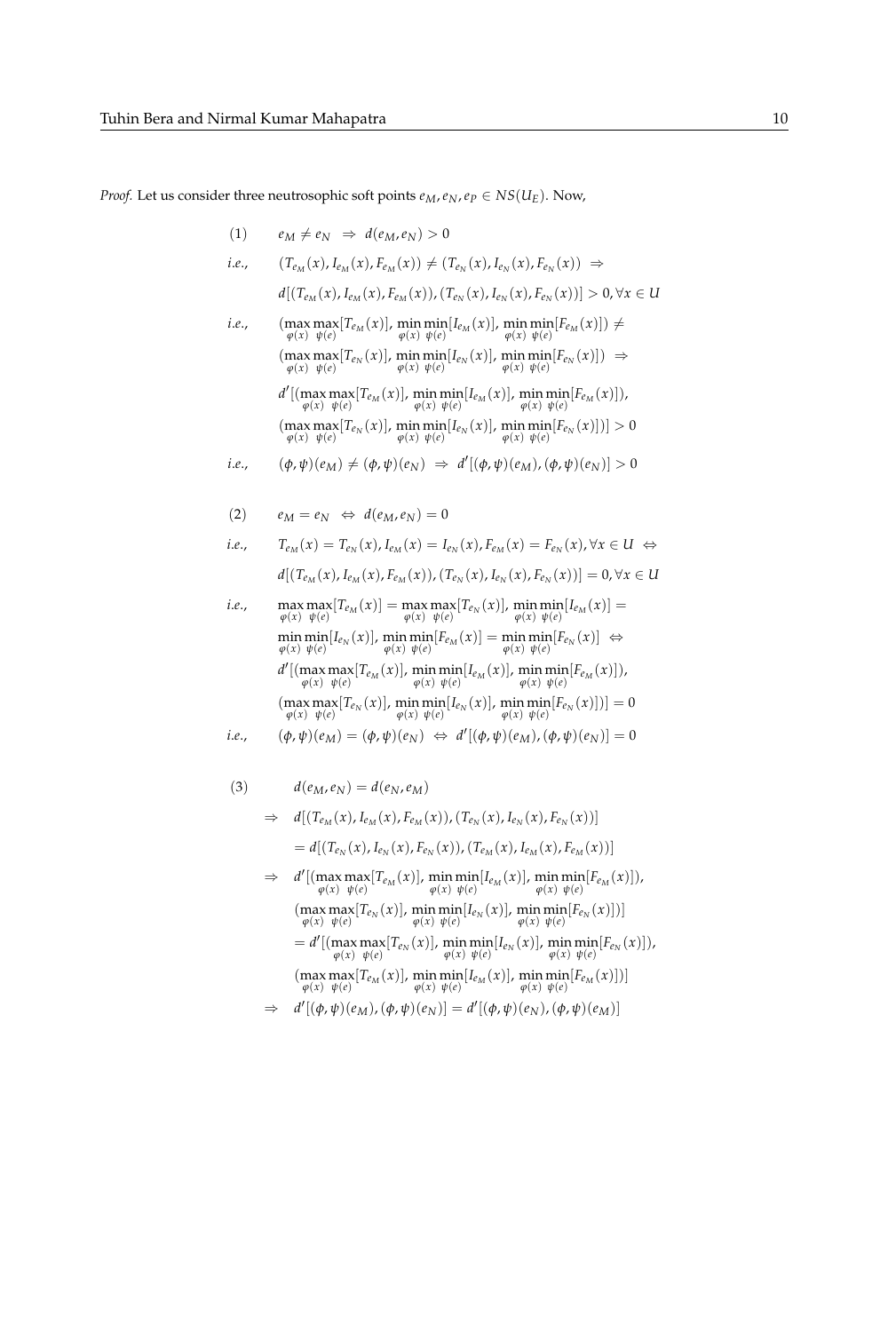*Proof.* Let us consider three neutrosophic soft points $e_M, e_N, e_P \in NS(U_E)$. Now,

$$
\begin{aligned}
&(1) \qquad e_M \neq e_N \;\Rightarrow\; d(e_M, e_N) > 0 \\
&i.e., \qquad (T_{e_M}(x), I_{e_M}(x), F_{e_M}(x)) \neq (T_{e_N}(x), I_{e_N}(x), F_{e_N}(x)) \;\Rightarrow \\
&\qquad\qquad d[(T_{e_M}(x), I_{e_M}(x), F_{e_M}(x)), (T_{e_N}(x), I_{e_N}(x), F_{e_N}(x))] > 0, \forall x \in U \\
&i.e., \qquad (\max_{\varphi(x)} \max_{\psi(e)}[T_{e_M}(x)], \min_{\varphi(x)} \min_{\psi(e)}[I_{e_M}(x)], \min_{\varphi(x)} \min_{\psi(e)}[F_{e_M}(x)]) \neq \\
&\qquad\qquad (\max_{\varphi(x)} \max_{\psi(e)}[T_{e_N}(x)], \min_{\varphi(x)} \min_{\psi(e)}[I_{e_N}(x)], \min_{\varphi(x)} \min_{\psi(e)}[F_{e_N}(x)]) \;\Rightarrow \\
&\qquad\qquad d'[(\max_{\varphi(x)} \max_{\psi(e)}[T_{e_M}(x)], \min_{\varphi(x)} \min_{\psi(e)}[I_{e_M}(x)], \min_{\varphi(x)} \min_{\psi(e)}[F_{e_M}(x)]), \\
&\qquad\qquad (\max_{\varphi(x)} \max_{\psi(e)}[T_{e_N}(x)], \min_{\varphi(x)} \min_{\psi(e)}[I_{e_N}(x)], \min_{\varphi(x)} \min_{\psi(e)}[F_{e_N}(x)])] > 0 \\
&i.e., \qquad (\phi, \psi)(e_M) \neq (\phi, \psi)(e_N) \;\Rightarrow\; d'[(\phi, \psi)(e_M), (\phi, \psi)(e_N)] > 0
\end{aligned}
$$

$$
\begin{aligned}
&(2) \qquad e_M = e_N \;\Leftrightarrow\; d(e_M, e_N) = 0 \\
&i.e., \qquad T_{e_M}(x) = T_{e_N}(x), I_{e_M}(x) = I_{e_N}(x), F_{e_M}(x) = F_{e_N}(x), \forall x \in U \;\Leftrightarrow \\
&\qquad\qquad d[(T_{e_M}(x), I_{e_M}(x), F_{e_M}(x)), (T_{e_N}(x), I_{e_N}(x), F_{e_N}(x))] = 0, \forall x \in U \\
&i.e., \qquad \max_{\varphi(x)} \max_{\psi(e)}[T_{e_M}(x)] = \max_{\varphi(x)} \max_{\psi(e)}[T_{e_N}(x)], \min_{\varphi(x)} \min_{\psi(e)}[I_{e_M}(x)] = \\
&\qquad\qquad \min_{\varphi(x)} \min_{\psi(e)}[I_{e_N}(x)], \min_{\varphi(x)} \min_{\psi(e)}[F_{e_M}(x)] = \min_{\varphi(x)} \min_{\psi(e)}[F_{e_N}(x)] \;\Leftrightarrow \\
&\qquad\qquad d'[(\max_{\varphi(x)} \max_{\psi(e)}[T_{e_M}(x)], \min_{\varphi(x)} \min_{\psi(e)}[I_{e_M}(x)], \min_{\varphi(x)} \min_{\psi(e)}[F_{e_M}(x)]), \\
&\qquad\qquad (\max_{\varphi(x)} \max_{\psi(e)}[T_{e_N}(x)], \min_{\varphi(x)} \min_{\psi(e)}[I_{e_N}(x)], \min_{\varphi(x)} \min_{\psi(e)}[F_{e_N}(x)])] = 0 \\
&i.e., \qquad (\phi, \psi)(e_M) = (\phi, \psi)(e_N) \;\Leftrightarrow\; d'[(\phi, \psi)(e_M), (\phi, \psi)(e_N)] = 0
\end{aligned}
$$

$$
\begin{aligned}
&(3) \qquad d(e_M, e_N) = d(e_N, e_M) \\
&\Rightarrow \quad d[(T_{e_M}(x), I_{e_M}(x), F_{e_M}(x)), (T_{e_N}(x), I_{e_N}(x), F_{e_N}(x))] \\
&\qquad = d[(T_{e_N}(x), I_{e_N}(x), F_{e_N}(x)), (T_{e_M}(x), I_{e_M}(x), F_{e_M}(x))] \\
&\Rightarrow \quad d'[(\max_{\varphi(x)} \max_{\psi(e)}[T_{e_M}(x)], \min_{\varphi(x)} \min_{\psi(e)}[I_{e_M}(x)], \min_{\varphi(x)} \min_{\psi(e)}[F_{e_M}(x)]), \\
&\qquad (\max_{\varphi(x)} \max_{\psi(e)}[T_{e_N}(x)], \min_{\varphi(x)} \min_{\psi(e)}[I_{e_N}(x)], \min_{\varphi(x)} \min_{\psi(e)}[F_{e_N}(x)])] \\
&\qquad = d'[(\max_{\varphi(x)} \max_{\psi(e)}[T_{e_N}(x)], \min_{\varphi(x)} \min_{\psi(e)}[I_{e_N}(x)], \min_{\varphi(x)} \min_{\psi(e)}[F_{e_N}(x)]), \\
&\qquad (\max_{\varphi(x)} \max_{\psi(e)}[T_{e_M}(x)], \min_{\varphi(x)} \min_{\psi(e)}[I_{e_M}(x)], \min_{\varphi(x)} \min_{\psi(e)}[F_{e_M}(x)])] \\
&\Rightarrow \quad d'[(\phi, \psi)(e_M), (\phi, \psi)(e_N)] = d'[(\phi, \psi)(e_N), (\phi, \psi)(e_M)]
\end{aligned}
$$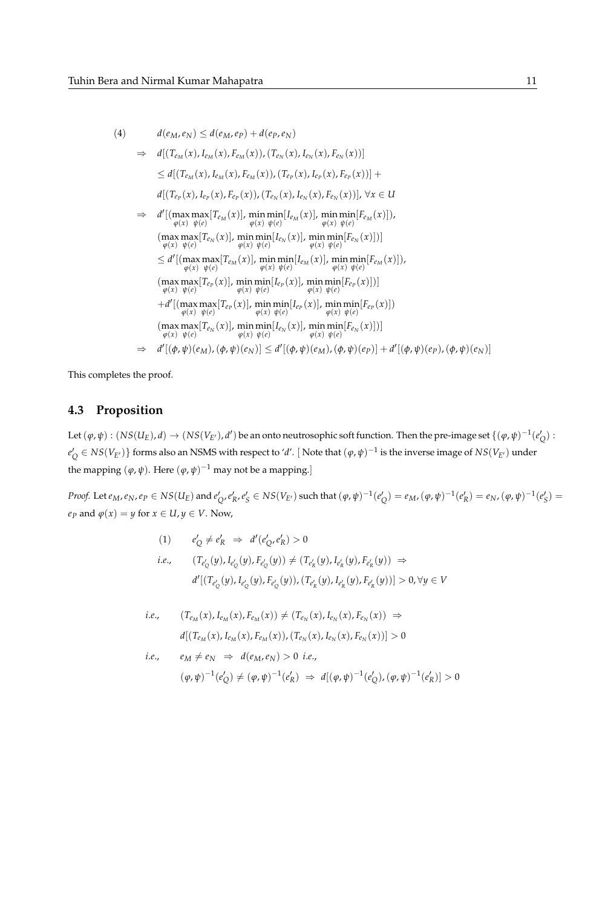$$
\begin{aligned}
(4) \qquad & d(e_M, e_N) \leq d(e_M, e_P) + d(e_P, e_N) \\
\Rightarrow \quad & d[(T_{e_M}(x), I_{e_M}(x), F_{e_M}(x)), (T_{e_N}(x), I_{e_N}(x), F_{e_N}(x))] \\
& \leq d[(T_{e_M}(x), I_{e_M}(x), F_{e_M}(x)), (T_{e_P}(x), I_{e_P}(x), F_{e_P}(x))] + \\
& d[(T_{e_P}(x), I_{e_P}(x), F_{e_P}(x)), (T_{e_N}(x), I_{e_N}(x), F_{e_N}(x))], \; \forall x \in U \\
\Rightarrow \quad & d'[(\max_{\varphi(x)} \max_{\psi(e)}[T_{e_M}(x)], \min_{\varphi(x)} \min_{\psi(e)}[I_{e_M}(x)], \min_{\varphi(x)} \min_{\psi(e)}[F_{e_M}(x)]), \\
& (\max_{\varphi(x)} \max_{\psi(e)}[T_{e_N}(x)], \min_{\varphi(x)} \min_{\psi(e)}[I_{e_N}(x)], \min_{\varphi(x)} \min_{\psi(e)}[F_{e_N}(x)])] \\
& \leq d'[(\max_{\varphi(x)} \max_{\psi(e)}[T_{e_M}(x)], \min_{\varphi(x)} \min_{\psi(e)}[I_{e_M}(x)], \min_{\varphi(x)} \min_{\psi(e)}[F_{e_M}(x)]), \\
& (\max_{\varphi(x)} \max_{\psi(e)}[T_{e_P}(x)], \min_{\varphi(x)} \min_{\psi(e)}[I_{e_P}(x)], \min_{\varphi(x)} \min_{\psi(e)}[F_{e_P}(x)])] \\
& + d'[(\max_{\varphi(x)} \max_{\psi(e)}[T_{e_P}(x)], \min_{\varphi(x)} \min_{\psi(e)}[I_{e_P}(x)], \min_{\varphi(x)} \min_{\psi(e)}[F_{e_P}(x)]) \\
& (\max_{\varphi(x)} \max_{\psi(e)}[T_{e_N}(x)], \min_{\varphi(x)} \min_{\psi(e)}[I_{e_N}(x)], \min_{\varphi(x)} \min_{\psi(e)}[F_{e_N}(x)])] \\
\Rightarrow \quad & d'[(\phi, \psi)(e_M), (\phi, \psi)(e_N)] \leq d'[(\phi, \psi)(e_M), (\phi, \psi)(e_P)] + d'[(\phi, \psi)(e_P), (\phi, \psi)(e_N)]
\end{aligned}
$$

This completes the proof.

## 4.3 Proposition

Let $(\varphi, \psi) : (NS(U_E), d) \to (NS(V_{E'}), d')$ be an onto neutrosophic soft function. Then the pre-image set $\{(\varphi, \psi)^{-1}(e'_Q) : e'_Q \in NS(V_{E'})\}$ forms also an NSMS with respect to '$d$'. [ Note that $(\varphi, \psi)^{-1}$ is the inverse image of $NS(V_{E'})$ under the mapping $(\varphi, \psi)$. Here $(\varphi, \psi)^{-1}$ may not be a mapping.]

*Proof.* Let $e_M, e_N, e_P \in NS(U_E)$ and $e'_Q, e'_R, e'_S \in NS(V_{E'})$ such that $(\varphi, \psi)^{-1}(e'_Q) = e_M, (\varphi, \psi)^{-1}(e'_R) = e_N, (\varphi, \psi)^{-1}(e'_S) = e_P$ and $\varphi(x) = y$ for $x \in U, y \in V$. Now,

$$
\begin{aligned}
(1) \qquad & e'_Q \neq e'_R \;\Rightarrow\; d'(e'_Q, e'_R) > 0 \\
\textit{i.e.,} \qquad & (T_{e'_Q}(y), I_{e'_Q}(y), F_{e'_Q}(y)) \neq (T_{e'_R}(y), I_{e'_R}(y), F_{e'_R}(y)) \;\Rightarrow \\
& d'[(T_{e'_Q}(y), I_{e'_Q}(y), F_{e'_Q}(y)), (T_{e'_R}(y), I_{e'_R}(y), F_{e'_R}(y))] > 0, \forall y \in V
\end{aligned}
$$

$$
\begin{aligned}
\textit{i.e.,} \qquad & (T_{e_M}(x), I_{e_M}(x), F_{e_M}(x)) \neq (T_{e_N}(x), I_{e_N}(x), F_{e_N}(x)) \;\Rightarrow \\
& d[(T_{e_M}(x), I_{e_M}(x), F_{e_M}(x)), (T_{e_N}(x), I_{e_N}(x), F_{e_N}(x))] > 0 \\
\textit{i.e.,} \qquad & e_M \neq e_N \;\Rightarrow\; d(e_M, e_N) > 0 \;\; \textit{i.e.,} \\
& (\varphi, \psi)^{-1}(e'_Q) \neq (\varphi, \psi)^{-1}(e'_R) \;\Rightarrow\; d[(\varphi, \psi)^{-1}(e'_Q), (\varphi, \psi)^{-1}(e'_R)] > 0
\end{aligned}
$$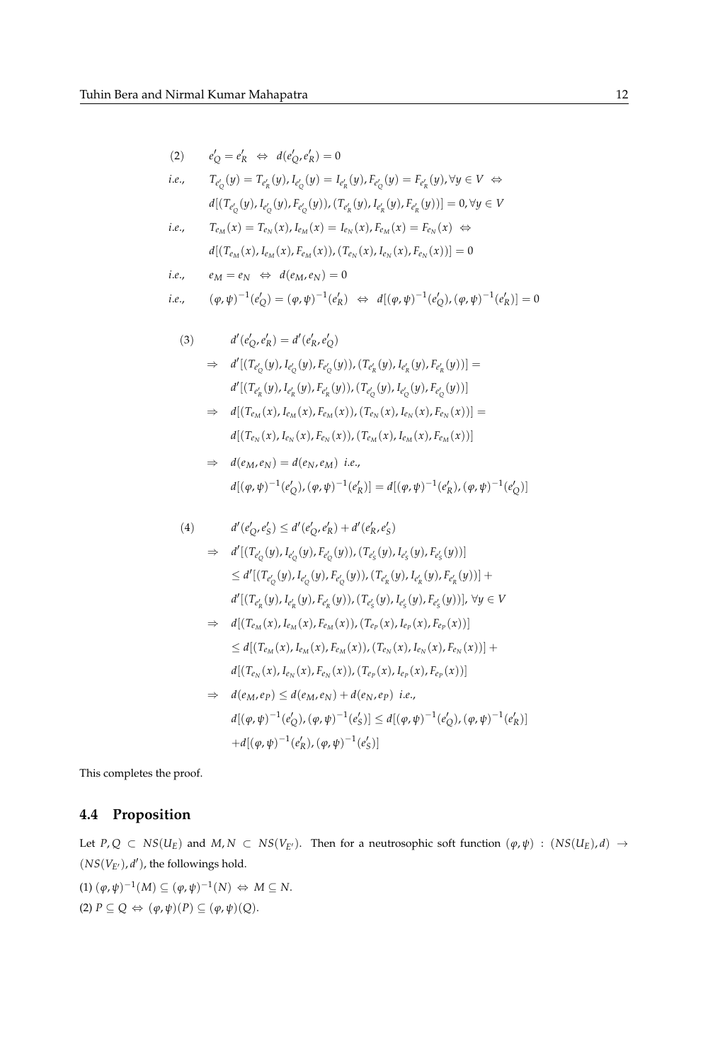(2) $\quad e'_Q = e'_R \;\Leftrightarrow\; d(e'_Q, e'_R) = 0$

*i.e.*, $\quad T_{e'_Q}(y) = T_{e'_R}(y), I_{e'_Q}(y) = I_{e'_R}(y), F_{e'_Q}(y) = F_{e'_R}(y), \forall y \in V \;\Leftrightarrow$

$\quad d[(T_{e'_Q}(y), I_{e'_Q}(y), F_{e'_Q}(y)), (T_{e'_R}(y), I_{e'_R}(y), F_{e'_R}(y))] = 0, \forall y \in V$

*i.e.*, $\quad T_{e_M}(x) = T_{e_N}(x), I_{e_M}(x) = I_{e_N}(x), F_{e_M}(x) = F_{e_N}(x) \;\Leftrightarrow$

$\quad d[(T_{e_M}(x), I_{e_M}(x), F_{e_M}(x)), (T_{e_N}(x), I_{e_N}(x), F_{e_N}(x))] = 0$

*i.e.*, $\quad e_M = e_N \;\Leftrightarrow\; d(e_M, e_N) = 0$

*i.e.*, $\quad (\varphi,\psi)^{-1}(e'_Q) = (\varphi,\psi)^{-1}(e'_R) \;\Leftrightarrow\; d[(\varphi,\psi)^{-1}(e'_Q), (\varphi,\psi)^{-1}(e'_R)] = 0$

(3)
$$
\begin{aligned}
& d'(e'_Q, e'_R) = d'(e'_R, e'_Q) \\
\Rightarrow\;& d'[(T_{e'_Q}(y), I_{e'_Q}(y), F_{e'_Q}(y)), (T_{e'_R}(y), I_{e'_R}(y), F_{e'_R}(y))] = \\
& d'[(T_{e'_R}(y), I_{e'_R}(y), F_{e'_R}(y)), (T_{e'_Q}(y), I_{e'_Q}(y), F_{e'_Q}(y))] \\
\Rightarrow\;& d[(T_{e_M}(x), I_{e_M}(x), F_{e_M}(x)), (T_{e_N}(x), I_{e_N}(x), F_{e_N}(x))] = \\
& d[(T_{e_N}(x), I_{e_N}(x), F_{e_N}(x)), (T_{e_M}(x), I_{e_M}(x), F_{e_M}(x))] \\
\Rightarrow\;& d(e_M, e_N) = d(e_N, e_M) \;\; i.e., \\
& d[(\varphi,\psi)^{-1}(e'_Q), (\varphi,\psi)^{-1}(e'_R)] = d[(\varphi,\psi)^{-1}(e'_R), (\varphi,\psi)^{-1}(e'_Q)]
\end{aligned}
$$

(4)
$$
\begin{aligned}
& d'(e'_Q, e'_S) \le d'(e'_Q, e'_R) + d'(e'_R, e'_S) \\
\Rightarrow\;& d'[(T_{e'_Q}(y), I_{e'_Q}(y), F_{e'_Q}(y)), (T_{e'_S}(y), I_{e'_S}(y), F_{e'_S}(y))] \\
& \le d'[(T_{e'_Q}(y), I_{e'_Q}(y), F_{e'_Q}(y)), (T_{e'_R}(y), I_{e'_R}(y), F_{e'_R}(y))] + \\
& d'[(T_{e'_R}(y), I_{e'_R}(y), F_{e'_R}(y)), (T_{e'_S}(y), I_{e'_S}(y), F_{e'_S}(y))], \; \forall y \in V \\
\Rightarrow\;& d[(T_{e_M}(x), I_{e_M}(x), F_{e_M}(x)), (T_{e_P}(x), I_{e_P}(x), F_{e_P}(x))] \\
& \le d[(T_{e_M}(x), I_{e_M}(x), F_{e_M}(x)), (T_{e_N}(x), I_{e_N}(x), F_{e_N}(x))] + \\
& d[(T_{e_N}(x), I_{e_N}(x), F_{e_N}(x)), (T_{e_P}(x), I_{e_P}(x), F_{e_P}(x))] \\
\Rightarrow\;& d(e_M, e_P) \le d(e_M, e_N) + d(e_N, e_P) \;\; i.e., \\
& d[(\varphi,\psi)^{-1}(e'_Q), (\varphi,\psi)^{-1}(e'_S)] \le d[(\varphi,\psi)^{-1}(e'_Q), (\varphi,\psi)^{-1}(e'_R)] \\
& + d[(\varphi,\psi)^{-1}(e'_R), (\varphi,\psi)^{-1}(e'_S)]
\end{aligned}
$$

This completes the proof.

### 4.4 Proposition

Let $P, Q \subset NS(U_E)$ and $M, N \subset NS(V_{E'})$. Then for a neutrosophic soft function $(\varphi,\psi) : (NS(U_E), d) \to (NS(V_{E'}), d')$, the followings hold.

(1) $(\varphi,\psi)^{-1}(M) \subseteq (\varphi,\psi)^{-1}(N) \;\Leftrightarrow\; M \subseteq N$.

(2) $P \subseteq Q \;\Leftrightarrow\; (\varphi,\psi)(P) \subseteq (\varphi,\psi)(Q)$.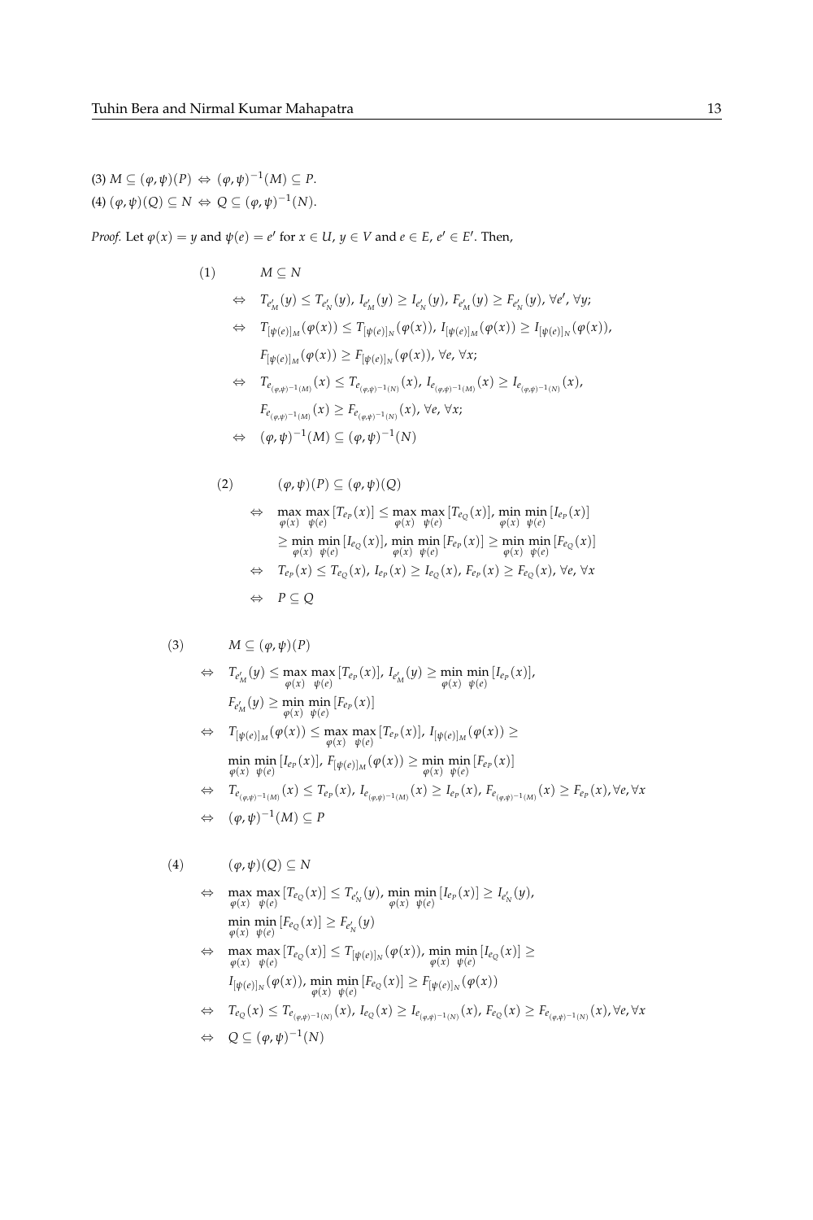(3) $M \subseteq (\varphi, \psi)(P) \Leftrightarrow (\varphi, \psi)^{-1}(M) \subseteq P$.

(4) $(\varphi, \psi)(Q) \subseteq N \Leftrightarrow Q \subseteq (\varphi, \psi)^{-1}(N)$.

*Proof.* Let $\varphi(x) = y$ and $\psi(e) = e'$ for $x \in U$, $y \in V$ and $e \in E$, $e' \in E'$. Then,

$$
\begin{aligned}
(1) \qquad & M \subseteq N \\
\Leftrightarrow \quad & T_{e'_M}(y) \leq T_{e'_N}(y),\ I_{e'_M}(y) \geq I_{e'_N}(y),\ F_{e'_M}(y) \geq F_{e'_N}(y),\ \forall e',\ \forall y; \\
\Leftrightarrow \quad & T_{[\psi(e)]_M}(\varphi(x)) \leq T_{[\psi(e)]_N}(\varphi(x)),\ I_{[\psi(e)]_M}(\varphi(x)) \geq I_{[\psi(e)]_N}(\varphi(x)), \\
& F_{[\psi(e)]_M}(\varphi(x)) \geq F_{[\psi(e)]_N}(\varphi(x)),\ \forall e,\ \forall x; \\
\Leftrightarrow \quad & T_{e_{(\varphi,\psi)^{-1}(M)}}(x) \leq T_{e_{(\varphi,\psi)^{-1}(N)}}(x),\ I_{e_{(\varphi,\psi)^{-1}(M)}}(x) \geq I_{e_{(\varphi,\psi)^{-1}(N)}}(x), \\
& F_{e_{(\varphi,\psi)^{-1}(M)}}(x) \geq F_{e_{(\varphi,\psi)^{-1}(N)}}(x),\ \forall e,\ \forall x; \\
\Leftrightarrow \quad & (\varphi, \psi)^{-1}(M) \subseteq (\varphi, \psi)^{-1}(N)
\end{aligned}
$$

$$
\begin{aligned}
(2) \qquad & (\varphi, \psi)(P) \subseteq (\varphi, \psi)(Q) \\
\Leftrightarrow \quad & \max_{\varphi(x)} \max_{\psi(e)} [T_{e_P}(x)] \leq \max_{\varphi(x)} \max_{\psi(e)} [T_{e_Q}(x)],\ \min_{\varphi(x)} \min_{\psi(e)} [I_{e_P}(x)] \\
& \geq \min_{\varphi(x)} \min_{\psi(e)} [I_{e_Q}(x)],\ \min_{\varphi(x)} \min_{\psi(e)} [F_{e_P}(x)] \geq \min_{\varphi(x)} \min_{\psi(e)} [F_{e_Q}(x)] \\
\Leftrightarrow \quad & T_{e_P}(x) \leq T_{e_Q}(x),\ I_{e_P}(x) \geq I_{e_Q}(x),\ F_{e_P}(x) \geq F_{e_Q}(x),\ \forall e,\ \forall x \\
\Leftrightarrow \quad & P \subseteq Q
\end{aligned}
$$

$$
\begin{aligned}
(3) \qquad & M \subseteq (\varphi, \psi)(P) \\
\Leftrightarrow \quad & T_{e'_M}(y) \leq \max_{\varphi(x)} \max_{\psi(e)} [T_{e_P}(x)],\ I_{e'_M}(y) \geq \min_{\varphi(x)} \min_{\psi(e)} [I_{e_P}(x)], \\
& F_{e'_M}(y) \geq \min_{\varphi(x)} \min_{\psi(e)} [F_{e_P}(x)] \\
\Leftrightarrow \quad & T_{[\psi(e)]_M}(\varphi(x)) \leq \max_{\varphi(x)} \max_{\psi(e)} [T_{e_P}(x)],\ I_{[\psi(e)]_M}(\varphi(x)) \geq \\
& \min_{\varphi(x)} \min_{\psi(e)} [I_{e_P}(x)],\ F_{[\psi(e)]_M}(\varphi(x)) \geq \min_{\varphi(x)} \min_{\psi(e)} [F_{e_P}(x)] \\
\Leftrightarrow \quad & T_{e_{(\varphi,\psi)^{-1}(M)}}(x) \leq T_{e_P}(x),\ I_{e_{(\varphi,\psi)^{-1}(M)}}(x) \geq I_{e_P}(x),\ F_{e_{(\varphi,\psi)^{-1}(M)}}(x) \geq F_{e_P}(x), \forall e, \forall x \\
\Leftrightarrow \quad & (\varphi, \psi)^{-1}(M) \subseteq P
\end{aligned}
$$

$$
\begin{aligned}
(4) \qquad & (\varphi, \psi)(Q) \subseteq N \\
\Leftrightarrow \quad & \max_{\varphi(x)} \max_{\psi(e)} [T_{e_Q}(x)] \leq T_{e'_N}(y),\ \min_{\varphi(x)} \min_{\psi(e)} [I_{e_P}(x)] \geq I_{e'_N}(y), \\
& \min_{\varphi(x)} \min_{\psi(e)} [F_{e_Q}(x)] \geq F_{e'_N}(y) \\
\Leftrightarrow \quad & \max_{\varphi(x)} \max_{\psi(e)} [T_{e_Q}(x)] \leq T_{[\psi(e)]_N}(\varphi(x)),\ \min_{\varphi(x)} \min_{\psi(e)} [I_{e_Q}(x)] \geq \\
& I_{[\psi(e)]_N}(\varphi(x)),\ \min_{\varphi(x)} \min_{\psi(e)} [F_{e_Q}(x)] \geq F_{[\psi(e)]_N}(\varphi(x)) \\
\Leftrightarrow \quad & T_{e_Q}(x) \leq T_{e_{(\varphi,\psi)^{-1}(N)}}(x),\ I_{e_Q}(x) \geq I_{e_{(\varphi,\psi)^{-1}(N)}}(x),\ F_{e_Q}(x) \geq F_{e_{(\varphi,\psi)^{-1}(N)}}(x), \forall e, \forall x \\
\Leftrightarrow \quad & Q \subseteq (\varphi, \psi)^{-1}(N)
\end{aligned}
$$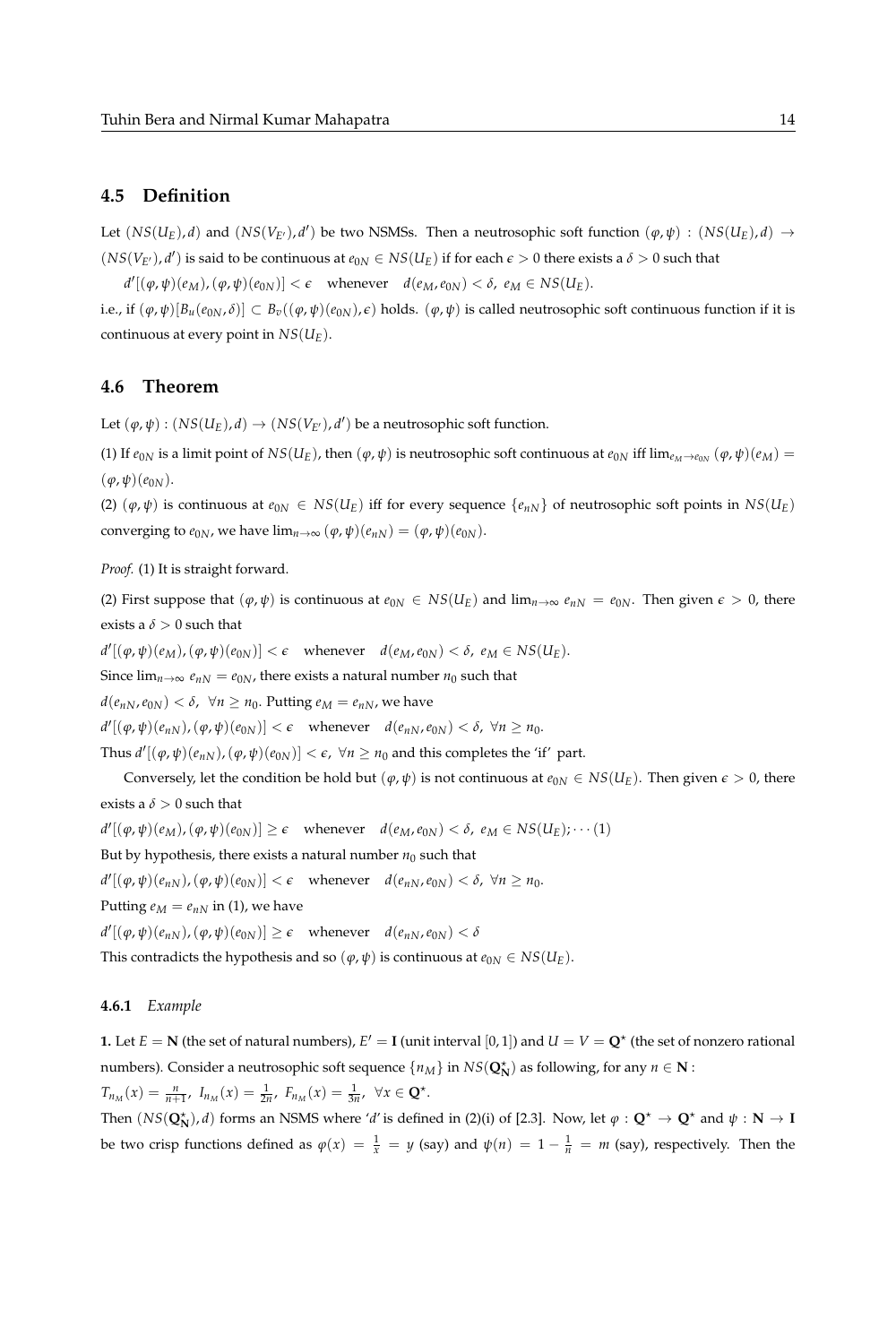### 4.5 Definition

Let $(NS(U_E), d)$ and $(NS(V_{E'}), d')$ be two NSMSs. Then a neutrosophic soft function $(\varphi, \psi) : (NS(U_E), d) \to (NS(V_{E'}), d')$ is said to be continuous at $e_{0N} \in NS(U_E)$ if for each $\epsilon > 0$ there exists a $\delta > 0$ such that

$d'[(\varphi, \psi)(e_M), (\varphi, \psi)(e_{0N})] < \epsilon \quad \text{whenever} \quad d(e_M, e_{0N}) < \delta, \ e_M \in NS(U_E)$.

i.e., if $(\varphi, \psi)[B_u(e_{0N}, \delta)] \subset B_v((\varphi, \psi)(e_{0N}), \epsilon)$ holds. $(\varphi, \psi)$ is called neutrosophic soft continuous function if it is continuous at every point in $NS(U_E)$.

### 4.6 Theorem

Let $(\varphi, \psi) : (NS(U_E), d) \to (NS(V_{E'}), d')$ be a neutrosophic soft function.

(1) If $e_{0N}$ is a limit point of $NS(U_E)$, then $(\varphi, \psi)$ is neutrosophic soft continuous at $e_{0N}$ iff $\lim_{e_M \to e_{0N}} (\varphi, \psi)(e_M) = (\varphi, \psi)(e_{0N})$.

(2) $(\varphi, \psi)$ is continuous at $e_{0N} \in NS(U_E)$ iff for every sequence $\{e_{nN}\}$ of neutrosophic soft points in $NS(U_E)$ converging to $e_{0N}$, we have $\lim_{n\to\infty} (\varphi, \psi)(e_{nN}) = (\varphi, \psi)(e_{0N})$.

*Proof.* (1) It is straight forward.

(2) First suppose that $(\varphi, \psi)$ is continuous at $e_{0N} \in NS(U_E)$ and $\lim_{n\to\infty} e_{nN} = e_{0N}$. Then given $\epsilon > 0$, there exists a $\delta > 0$ such that

$d'[(\varphi, \psi)(e_M), (\varphi, \psi)(e_{0N})] < \epsilon \quad \text{whenever} \quad d(e_M, e_{0N}) < \delta, \ e_M \in NS(U_E)$.

Since $\lim_{n\to\infty} e_{nN} = e_{0N}$, there exists a natural number $n_0$ such that

$d(e_{nN}, e_{0N}) < \delta, \ \forall n \geq n_0$. Putting $e_M = e_{nN}$, we have

$d'[(\varphi, \psi)(e_{nN}), (\varphi, \psi)(e_{0N})] < \epsilon \quad \text{whenever} \quad d(e_{nN}, e_{0N}) < \delta, \ \forall n \geq n_0$.

Thus $d'[(\varphi, \psi)(e_{nN}), (\varphi, \psi)(e_{0N})] < \epsilon, \ \forall n \geq n_0$ and this completes the 'if' part.

Conversely, let the condition be hold but $(\varphi, \psi)$ is not continuous at $e_{0N} \in NS(U_E)$. Then given $\epsilon > 0$, there exists a $\delta > 0$ such that

$d'[(\varphi, \psi)(e_M), (\varphi, \psi)(e_{0N})] \geq \epsilon \quad \text{whenever} \quad d(e_M, e_{0N}) < \delta, \ e_M \in NS(U_E); \cdots (1)$

But by hypothesis, there exists a natural number $n_0$ such that

$d'[(\varphi, \psi)(e_{nN}), (\varphi, \psi)(e_{0N})] < \epsilon \quad \text{whenever} \quad d(e_{nN}, e_{0N}) < \delta, \ \forall n \geq n_0$.

Putting $e_M = e_{nN}$ in (1), we have

$d'[(\varphi, \psi)(e_{nN}), (\varphi, \psi)(e_{0N})] \geq \epsilon \quad \text{whenever} \quad d(e_{nN}, e_{0N}) < \delta$

This contradicts the hypothesis and so $(\varphi, \psi)$ is continuous at $e_{0N} \in NS(U_E)$.

#### 4.6.1 *Example*

**1.** Let $E = \mathbf{N}$ (the set of natural numbers), $E' = \mathbf{I}$ (unit interval $[0,1]$) and $U = V = \mathbf{Q}^\star$ (the set of nonzero rational numbers). Consider a neutrosophic soft sequence $\{n_M\}$ in $NS(\mathbf{Q}^\star_{\mathbf{N}})$ as following, for any $n \in \mathbf{N}$ :

$T_{n_M}(x) = \frac{n}{n+1}, \ I_{n_M}(x) = \frac{1}{2n}, \ F_{n_M}(x) = \frac{1}{3n}, \ \forall x \in \mathbf{Q}^\star$.

Then $(NS(\mathbf{Q}^\star_{\mathbf{N}}), d)$ forms an NSMS where '$d$' is defined in (2)(i) of [2.3]. Now, let $\varphi : \mathbf{Q}^\star \to \mathbf{Q}^\star$ and $\psi : \mathbf{N} \to \mathbf{I}$ be two crisp functions defined as $\varphi(x) = \frac{1}{x} = y$ (say) and $\psi(n) = 1 - \frac{1}{n} = m$ (say), respectively. Then the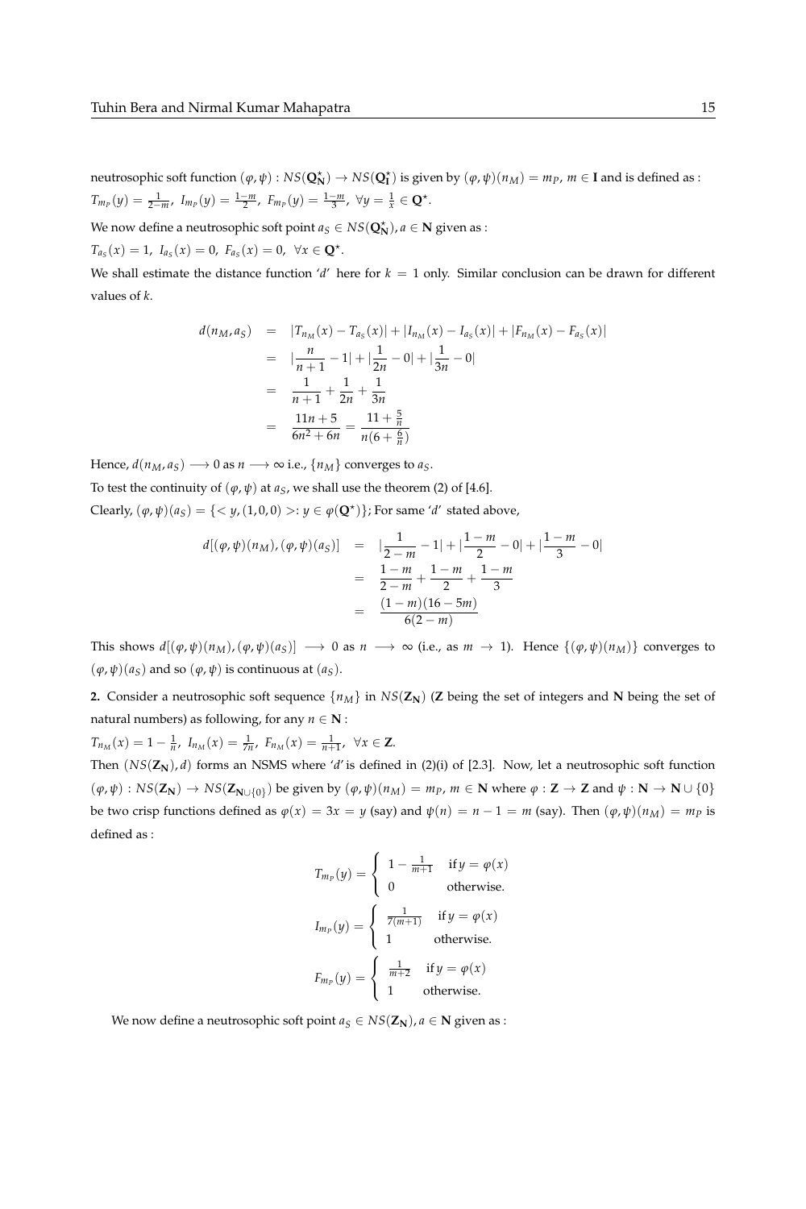neutrosophic soft function $(\varphi, \psi) : NS(\mathbf{Q}^\star_{\mathbf{N}}) \to NS(\mathbf{Q}^\star_{\mathbf{I}})$ is given by $(\varphi, \psi)(n_M) = m_P$, $m \in \mathbf{I}$ and is defined as : $T_{m_P}(y) = \frac{1}{2-m}$, $I_{m_P}(y) = \frac{1-m}{2}$, $F_{m_P}(y) = \frac{1-m}{3}$, $\forall y = \frac{1}{x} \in \mathbf{Q}^\star$.

We now define a neutrosophic soft point $a_S \in NS(\mathbf{Q}^\star_{\mathbf{N}})$, $a \in \mathbf{N}$ given as :

$T_{a_S}(x) = 1$, $I_{a_S}(x) = 0$, $F_{a_S}(x) = 0$, $\forall x \in \mathbf{Q}^\star$.

We shall estimate the distance function '$d$' here for $k = 1$ only. Similar conclusion can be drawn for different values of $k$.

$$
\begin{aligned}
d(n_M, a_S) &= |T_{n_M}(x) - T_{a_S}(x)| + |I_{n_M}(x) - I_{a_S}(x)| + |F_{n_M}(x) - F_{a_S}(x)| \\
&= |\frac{n}{n+1} - 1| + |\frac{1}{2n} - 0| + |\frac{1}{3n} - 0| \\
&= \frac{1}{n+1} + \frac{1}{2n} + \frac{1}{3n} \\
&= \frac{11n+5}{6n^2+6n} = \frac{11 + \frac{5}{n}}{n(6 + \frac{6}{n})}
\end{aligned}
$$

Hence, $d(n_M, a_S) \longrightarrow 0$ as $n \longrightarrow \infty$ i.e., $\{n_M\}$ converges to $a_S$.

To test the continuity of $(\varphi, \psi)$ at $a_S$, we shall use the theorem (2) of [4.6].

Clearly, $(\varphi, \psi)(a_S) = \{< y, (1, 0, 0) >: y \in \varphi(\mathbf{Q}^\star)\}$; For same '$d$' stated above,

$$
\begin{aligned}
d[(\varphi, \psi)(n_M), (\varphi, \psi)(a_S)] &= |\frac{1}{2-m} - 1| + |\frac{1-m}{2} - 0| + |\frac{1-m}{3} - 0| \\
&= \frac{1-m}{2-m} + \frac{1-m}{2} + \frac{1-m}{3} \\
&= \frac{(1-m)(16-5m)}{6(2-m)}
\end{aligned}
$$

This shows $d[(\varphi, \psi)(n_M), (\varphi, \psi)(a_S)] \longrightarrow 0$ as $n \longrightarrow \infty$ (i.e., as $m \to 1$). Hence $\{(\varphi, \psi)(n_M)\}$ converges to $(\varphi, \psi)(a_S)$ and so $(\varphi, \psi)$ is continuous at $(a_S)$.

**2.** Consider a neutrosophic soft sequence $\{n_M\}$ in $NS(\mathbf{Z_N})$ (**Z** being the set of integers and **N** being the set of natural numbers) as following, for any $n \in \mathbf{N}$ :

$T_{n_M}(x) = 1 - \frac{1}{n}$, $I_{n_M}(x) = \frac{1}{7n}$, $F_{n_M}(x) = \frac{1}{n+1}$, $\forall x \in \mathbf{Z}$.

Then $(NS(\mathbf{Z_N}), d)$ forms an NSMS where '$d$' is defined in (2)(i) of [2.3]. Now, let a neutrosophic soft function $(\varphi, \psi) : NS(\mathbf{Z_N}) \to NS(\mathbf{Z}_{\mathbf{N} \cup \{0\}})$ be given by $(\varphi, \psi)(n_M) = m_P$, $m \in \mathbf{N}$ where $\varphi : \mathbf{Z} \to \mathbf{Z}$ and $\psi : \mathbf{N} \to \mathbf{N} \cup \{0\}$ be two crisp functions defined as $\varphi(x) = 3x = y$ (say) and $\psi(n) = n - 1 = m$ (say). Then $(\varphi, \psi)(n_M) = m_P$ is defined as :

$$
T_{m_P}(y) = \begin{cases} 1 - \frac{1}{m+1} & \text{if } y = \varphi(x) \\ 0 & \text{otherwise.} \end{cases}
$$

$$
I_{m_P}(y) = \begin{cases} \frac{1}{7(m+1)} & \text{if } y = \varphi(x) \\ 1 & \text{otherwise.} \end{cases}
$$

$$
F_{m_P}(y) = \begin{cases} \frac{1}{m+2} & \text{if } y = \varphi(x) \\ 1 & \text{otherwise.} \end{cases}
$$

We now define a neutrosophic soft point $a_S \in NS(\mathbf{Z_N})$, $a \in \mathbf{N}$ given as :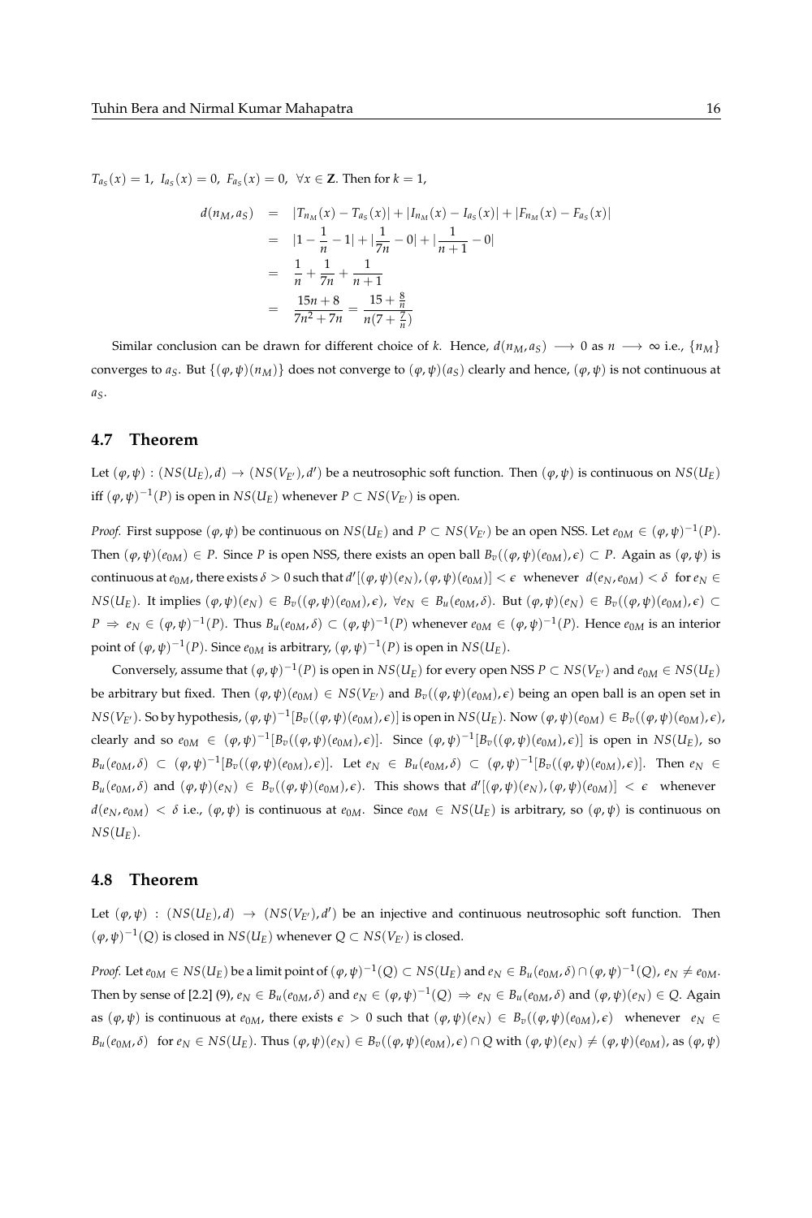$T_{a_S}(x) = 1,\ I_{a_S}(x) = 0,\ F_{a_S}(x) = 0,\ \forall x \in \mathbf{Z}$. Then for $k = 1$,

$$
\begin{aligned}
d(n_M, a_S) &= |T_{n_M}(x) - T_{a_S}(x)| + |I_{n_M}(x) - I_{a_S}(x)| + |F_{n_M}(x) - F_{a_S}(x)| \\
&= |1 - \frac{1}{n} - 1| + |\frac{1}{7n} - 0| + |\frac{1}{n+1} - 0| \\
&= \frac{1}{n} + \frac{1}{7n} + \frac{1}{n+1} \\
&= \frac{15n+8}{7n^2+7n} = \frac{15+\frac{8}{n}}{n(7+\frac{7}{n})}
\end{aligned}
$$

Similar conclusion can be drawn for different choice of $k$. Hence, $d(n_M, a_S) \longrightarrow 0$ as $n \longrightarrow \infty$ i.e., $\{n_M\}$ converges to $a_S$. But $\{(\varphi,\psi)(n_M)\}$ does not converge to $(\varphi,\psi)(a_S)$ clearly and hence, $(\varphi,\psi)$ is not continuous at $a_S$.

### 4.7 Theorem

Let $(\varphi,\psi) : (NS(U_E), d) \rightarrow (NS(V_{E'}), d')$ be a neutrosophic soft function. Then $(\varphi,\psi)$ is continuous on $NS(U_E)$ iff $(\varphi,\psi)^{-1}(P)$ is open in $NS(U_E)$ whenever $P \subset NS(V_{E'})$ is open.

*Proof.* First suppose $(\varphi,\psi)$ be continuous on $NS(U_E)$ and $P \subset NS(V_{E'})$ be an open NSS. Let $e_{0M} \in (\varphi,\psi)^{-1}(P)$. Then $(\varphi,\psi)(e_{0M}) \in P$. Since $P$ is open NSS, there exists an open ball $B_v((\varphi,\psi)(e_{0M}), \epsilon) \subset P$. Again as $(\varphi,\psi)$ is continuous at $e_{0M}$, there exists $\delta > 0$ such that $d'[(\varphi,\psi)(e_N), (\varphi,\psi)(e_{0M})] < \epsilon$ whenever $d(e_N, e_{0M}) < \delta$ for $e_N \in NS(U_E)$. It implies $(\varphi,\psi)(e_N) \in B_v((\varphi,\psi)(e_{0M}), \epsilon)$, $\forall e_N \in B_u(e_{0M}, \delta)$. But $(\varphi,\psi)(e_N) \in B_v((\varphi,\psi)(e_{0M}), \epsilon) \subset P \Rightarrow e_N \in (\varphi,\psi)^{-1}(P)$. Thus $B_u(e_{0M}, \delta) \subset (\varphi,\psi)^{-1}(P)$ whenever $e_{0M} \in (\varphi,\psi)^{-1}(P)$. Hence $e_{0M}$ is an interior point of $(\varphi,\psi)^{-1}(P)$. Since $e_{0M}$ is arbitrary, $(\varphi,\psi)^{-1}(P)$ is open in $NS(U_E)$.

Conversely, assume that $(\varphi,\psi)^{-1}(P)$ is open in $NS(U_E)$ for every open NSS $P \subset NS(V_{E'})$ and $e_{0M} \in NS(U_E)$ be arbitrary but fixed. Then $(\varphi,\psi)(e_{0M}) \in NS(V_{E'})$ and $B_v((\varphi,\psi)(e_{0M}), \epsilon)$ being an open ball is an open set in $NS(V_{E'})$. So by hypothesis, $(\varphi,\psi)^{-1}[B_v((\varphi,\psi)(e_{0M}), \epsilon)]$ is open in $NS(U_E)$. Now $(\varphi,\psi)(e_{0M}) \in B_v((\varphi,\psi)(e_{0M}), \epsilon)$, clearly and so $e_{0M} \in (\varphi,\psi)^{-1}[B_v((\varphi,\psi)(e_{0M}), \epsilon)]$. Since $(\varphi,\psi)^{-1}[B_v((\varphi,\psi)(e_{0M}), \epsilon)]$ is open in $NS(U_E)$, so $B_u(e_{0M}, \delta) \subset (\varphi,\psi)^{-1}[B_v((\varphi,\psi)(e_{0M}), \epsilon)]$. Let $e_N \in B_u(e_{0M}, \delta) \subset (\varphi,\psi)^{-1}[B_v((\varphi,\psi)(e_{0M}), \epsilon)]$. Then $e_N \in B_u(e_{0M}, \delta)$ and $(\varphi,\psi)(e_N) \in B_v((\varphi,\psi)(e_{0M}), \epsilon)$. This shows that $d'[(\varphi,\psi)(e_N), (\varphi,\psi)(e_{0M})] < \epsilon$ whenever $d(e_N, e_{0M}) < \delta$ i.e., $(\varphi,\psi)$ is continuous at $e_{0M}$. Since $e_{0M} \in NS(U_E)$ is arbitrary, so $(\varphi,\psi)$ is continuous on $NS(U_E)$.

### 4.8 Theorem

Let $(\varphi,\psi) : (NS(U_E), d) \rightarrow (NS(V_{E'}), d')$ be an injective and continuous neutrosophic soft function. Then $(\varphi,\psi)^{-1}(Q)$ is closed in $NS(U_E)$ whenever $Q \subset NS(V_{E'})$ is closed.

*Proof.* Let $e_{0M} \in NS(U_E)$ be a limit point of $(\varphi,\psi)^{-1}(Q) \subset NS(U_E)$ and $e_N \in B_u(e_{0M}, \delta) \cap (\varphi,\psi)^{-1}(Q)$, $e_N \neq e_{0M}$. Then by sense of [2.2] (9), $e_N \in B_u(e_{0M}, \delta)$ and $e_N \in (\varphi,\psi)^{-1}(Q) \Rightarrow e_N \in B_u(e_{0M}, \delta)$ and $(\varphi,\psi)(e_N) \in Q$. Again as $(\varphi,\psi)$ is continuous at $e_{0M}$, there exists $\epsilon > 0$ such that $(\varphi,\psi)(e_N) \in B_v((\varphi,\psi)(e_{0M}), \epsilon)$ whenever $e_N \in B_u(e_{0M}, \delta)$ for $e_N \in NS(U_E)$. Thus $(\varphi,\psi)(e_N) \in B_v((\varphi,\psi)(e_{0M}), \epsilon) \cap Q$ with $(\varphi,\psi)(e_N) \neq (\varphi,\psi)(e_{0M})$, as $(\varphi,\psi)$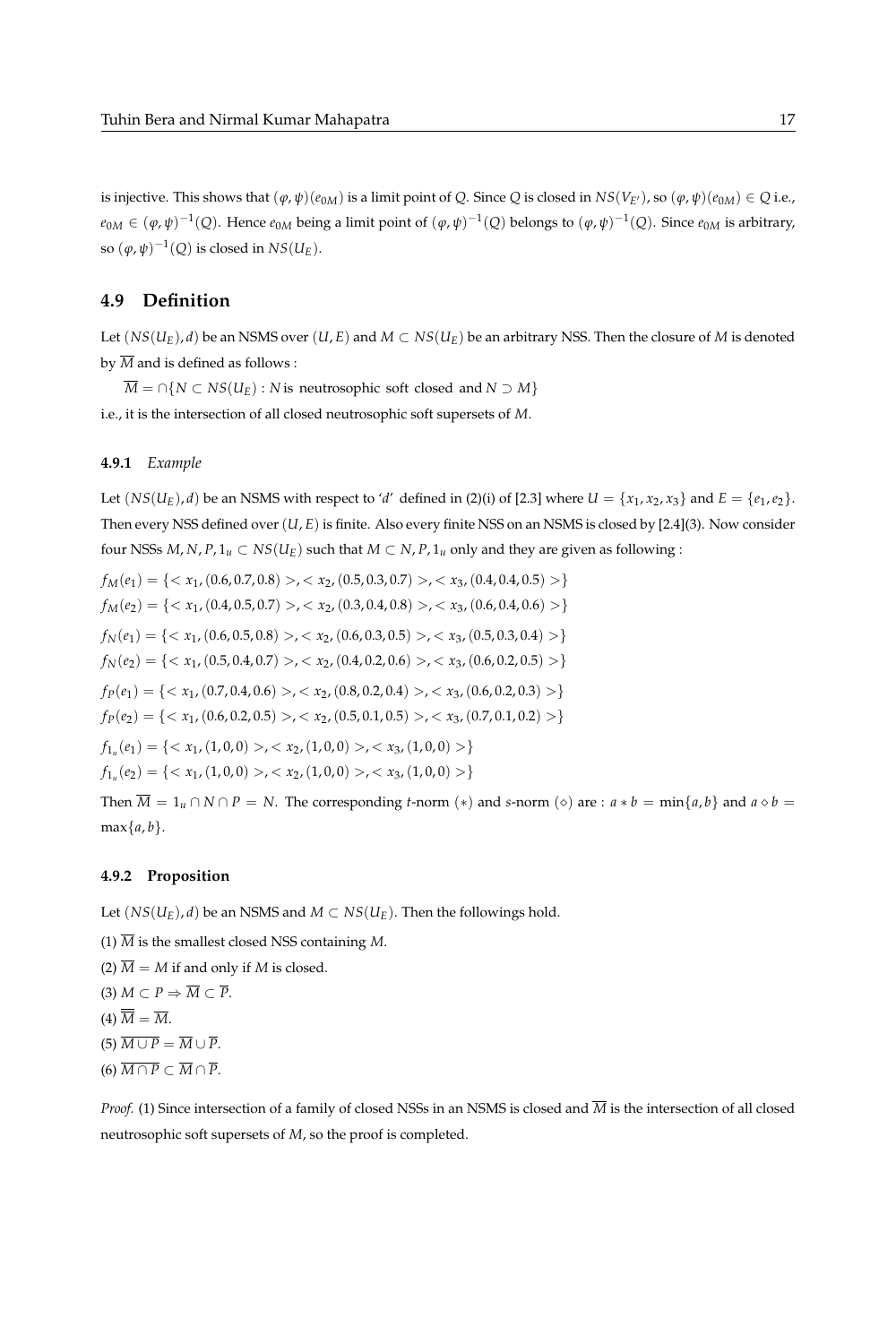is injective. This shows that $(\varphi, \psi)(e_{0M})$ is a limit point of $Q$. Since $Q$ is closed in $NS(V_{E'})$, so $(\varphi, \psi)(e_{0M}) \in Q$ i.e., $e_{0M} \in (\varphi, \psi)^{-1}(Q)$. Hence $e_{0M}$ being a limit point of $(\varphi, \psi)^{-1}(Q)$ belongs to $(\varphi, \psi)^{-1}(Q)$. Since $e_{0M}$ is arbitrary, so $(\varphi, \psi)^{-1}(Q)$ is closed in $NS(U_E)$.

## 4.9 Definition

Let $(NS(U_E), d)$ be an NSMS over $(U, E)$ and $M \subset NS(U_E)$ be an arbitrary NSS. Then the closure of $M$ is denoted by $\overline{M}$ and is defined as follows :

$\overline{M} = \cap\{N \subset NS(U_E) : N \text{ is neutrosophic soft closed and } N \supset M\}$

i.e., it is the intersection of all closed neutrosophic soft supersets of $M$.

#### 4.9.1 *Example*

Let $(NS(U_E), d)$ be an NSMS with respect to '$d$' defined in (2)(i) of [2.3] where $U = \{x_1, x_2, x_3\}$ and $E = \{e_1, e_2\}$. Then every NSS defined over $(U, E)$ is finite. Also every finite NSS on an NSMS is closed by [2.4](3). Now consider four NSSs $M, N, P, 1_u \subset NS(U_E)$ such that $M \subset N, P, 1_u$ only and they are given as following :

$f_M(e_1) = \{< x_1, (0.6, 0.7, 0.8) >, < x_2, (0.5, 0.3, 0.7) >, < x_3, (0.4, 0.4, 0.5) >\}$

$f_M(e_2) = \{< x_1, (0.4, 0.5, 0.7) >, < x_2, (0.3, 0.4, 0.8) >, < x_3, (0.6, 0.4, 0.6) >\}$

$f_N(e_1) = \{< x_1, (0.6, 0.5, 0.8) >, < x_2, (0.6, 0.3, 0.5) >, < x_3, (0.5, 0.3, 0.4) >\}$

$f_N(e_2) = \{< x_1, (0.5, 0.4, 0.7) >, < x_2, (0.4, 0.2, 0.6) >, < x_3, (0.6, 0.2, 0.5) >\}$

$f_P(e_1) = \{< x_1, (0.7, 0.4, 0.6) >, < x_2, (0.8, 0.2, 0.4) >, < x_3, (0.6, 0.2, 0.3) >\}$

$f_P(e_2) = \{< x_1, (0.6, 0.2, 0.5) >, < x_2, (0.5, 0.1, 0.5) >, < x_3, (0.7, 0.1, 0.2) >\}$

$f_{1_u}(e_1) = \{< x_1, (1, 0, 0) >, < x_2, (1, 0, 0) >, < x_3, (1, 0, 0) >\}$

$f_{1_u}(e_2) = \{< x_1, (1, 0, 0) >, < x_2, (1, 0, 0) >, < x_3, (1, 0, 0) >\}$

Then $\overline{M} = 1_u \cap N \cap P = N$. The corresponding $t$-norm $(*)$ and $s$-norm $(\diamond)$ are : $a * b = \min\{a, b\}$ and $a \diamond b = \max\{a, b\}$.

#### 4.9.2 Proposition

Let $(NS(U_E), d)$ be an NSMS and $M \subset NS(U_E)$. Then the followings hold.

(1) $\overline{M}$ is the smallest closed NSS containing $M$.

(2) $\overline{M} = M$ if and only if $M$ is closed.

(3) $M \subset P \Rightarrow \overline{M} \subset \overline{P}$.

(4) $\overline{\overline{M}} = \overline{M}$.

(5) $\overline{M \cup P} = \overline{M} \cup \overline{P}$.

(6) $\overline{M \cap P} \subset \overline{M} \cap \overline{P}$.

*Proof.* (1) Since intersection of a family of closed NSSs in an NSMS is closed and $\overline{M}$ is the intersection of all closed neutrosophic soft supersets of $M$, so the proof is completed.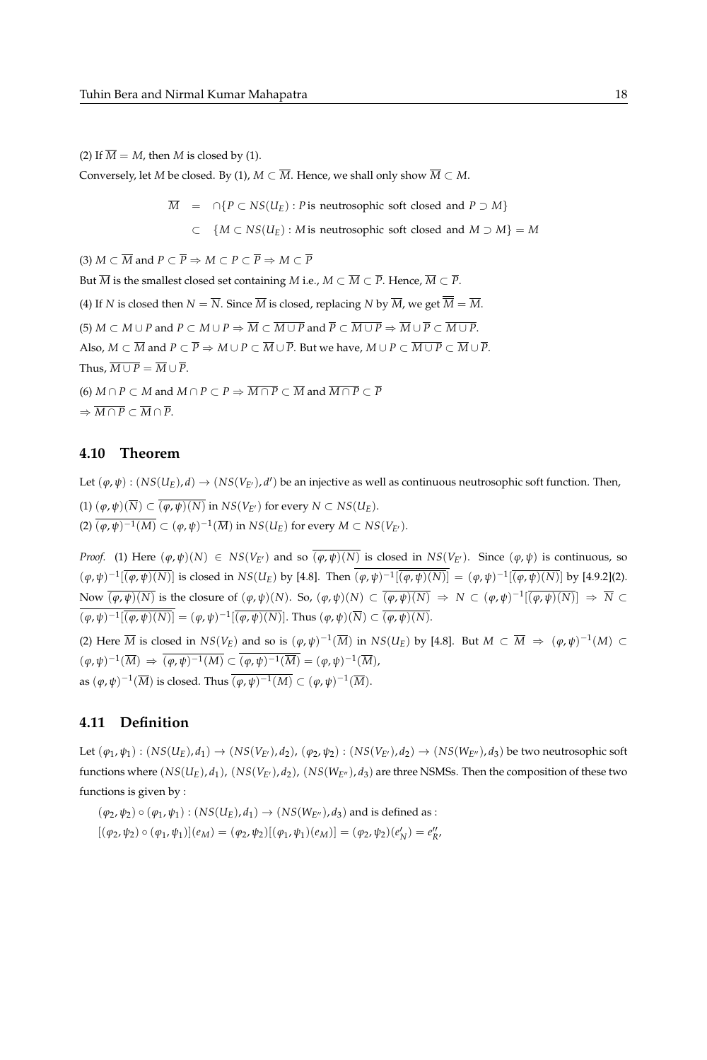(2) If $\overline{M} = M$, then $M$ is closed by (1).

Conversely, let $M$ be closed. By (1), $M \subset \overline{M}$. Hence, we shall only show $\overline{M} \subset M$.

$$\begin{aligned} \overline{M} &= \cap\{P \subset NS(U_E) : P \text{ is neutrosophic soft closed and } P \supset M\} \\ &\subset \{M \subset NS(U_E) : M \text{ is neutrosophic soft closed and } M \supset M\} = M \end{aligned}$$

(3) $M \subset \overline{M}$ and $P \subset \overline{P} \Rightarrow M \subset P \subset \overline{P} \Rightarrow M \subset \overline{P}$

But $\overline{M}$ is the smallest closed set containing $M$ i.e., $M \subset \overline{M} \subset \overline{P}$. Hence, $\overline{M} \subset \overline{P}$.

(4) If $N$ is closed then $N = \overline{N}$. Since $\overline{M}$ is closed, replacing $N$ by $\overline{M}$, we get $\overline{\overline{M}} = \overline{M}$.

(5) $M \subset M \cup P$ and $P \subset M \cup P \Rightarrow \overline{M} \subset \overline{M \cup P}$ and $\overline{P} \subset \overline{M \cup P} \Rightarrow \overline{M} \cup \overline{P} \subset \overline{M \cup P}$.

Also, $M \subset \overline{M}$ and $P \subset \overline{P} \Rightarrow M \cup P \subset \overline{M} \cup \overline{P}$. But we have, $M \cup P \subset \overline{M \cup P} \subset \overline{M} \cup \overline{P}$.

Thus, $\overline{M \cup P} = \overline{M} \cup \overline{P}$.

(6) $M \cap P \subset M$ and $M \cap P \subset P \Rightarrow \overline{M \cap P} \subset \overline{M}$ and $\overline{M \cap P} \subset \overline{P}$

$\Rightarrow \overline{M \cap P} \subset \overline{M} \cap \overline{P}$.

## 4.10 Theorem

Let $(\varphi, \psi) : (NS(U_E), d) \to (NS(V_{E'}), d')$ be an injective as well as continuous neutrosophic soft function. Then,

(1) $(\varphi, \psi)(\overline{N}) \subset \overline{(\varphi, \psi)(N)}$ in $NS(V_{E'})$ for every $N \subset NS(U_E)$.

(2) $\overline{(\varphi, \psi)^{-1}(M)} \subset (\varphi, \psi)^{-1}(\overline{M})$ in $NS(U_E)$ for every $M \subset NS(V_{E'})$.

*Proof.* (1) Here $(\varphi, \psi)(N) \in NS(V_{E'})$ and so $\overline{(\varphi, \psi)(N)}$ is closed in $NS(V_{E'})$. Since $(\varphi, \psi)$ is continuous, so $(\varphi, \psi)^{-1}[\overline{(\varphi, \psi)(N)}]$ is closed in $NS(U_E)$ by [4.8]. Then $\overline{(\varphi, \psi)^{-1}[\overline{(\varphi, \psi)(N)}]} = (\varphi, \psi)^{-1}[\overline{(\varphi, \psi)(N)}]$ by [4.9.2](2). Now $\overline{(\varphi, \psi)(N)}$ is the closure of $(\varphi, \psi)(N)$. So, $(\varphi, \psi)(N) \subset \overline{(\varphi, \psi)(N)} \Rightarrow N \subset (\varphi, \psi)^{-1}[\overline{(\varphi, \psi)(N)}] \Rightarrow \overline{N} \subset \overline{(\varphi, \psi)^{-1}[\overline{(\varphi, \psi)(N)}]} = (\varphi, \psi)^{-1}[\overline{(\varphi, \psi)(N)}]$. Thus $(\varphi, \psi)(\overline{N}) \subset \overline{(\varphi, \psi)(N)}$.

(2) Here $\overline{M}$ is closed in $NS(V_E)$ and so is $(\varphi, \psi)^{-1}(\overline{M})$ in $NS(U_E)$ by [4.8]. But $M \subset \overline{M} \Rightarrow (\varphi, \psi)^{-1}(M) \subset (\varphi, \psi)^{-1}(\overline{M}) \Rightarrow \overline{(\varphi, \psi)^{-1}(M)} \subset \overline{(\varphi, \psi)^{-1}(\overline{M})} = (\varphi, \psi)^{-1}(\overline{M})$,

as $(\varphi, \psi)^{-1}(\overline{M})$ is closed. Thus $\overline{(\varphi, \psi)^{-1}(M)} \subset (\varphi, \psi)^{-1}(\overline{M})$.

## 4.11 Definition

Let $(\varphi_1, \psi_1) : (NS(U_E), d_1) \to (NS(V_{E'}), d_2)$, $(\varphi_2, \psi_2) : (NS(V_{E'}), d_2) \to (NS(W_{E''}), d_3)$ be two neutrosophic soft functions where $(NS(U_E), d_1)$, $(NS(V_{E'}), d_2)$, $(NS(W_{E''}), d_3)$ are three NSMSs. Then the composition of these two functions is given by :

$(\varphi_2, \psi_2) \circ (\varphi_1, \psi_1) : (NS(U_E), d_1) \to (NS(W_{E''}), d_3)$ and is defined as :

$[(\varphi_2, \psi_2) \circ (\varphi_1, \psi_1)](e_M) = (\varphi_2, \psi_2)[(\varphi_1, \psi_1)(e_M)] = (\varphi_2, \psi_2)(e'_N) = e''_R$,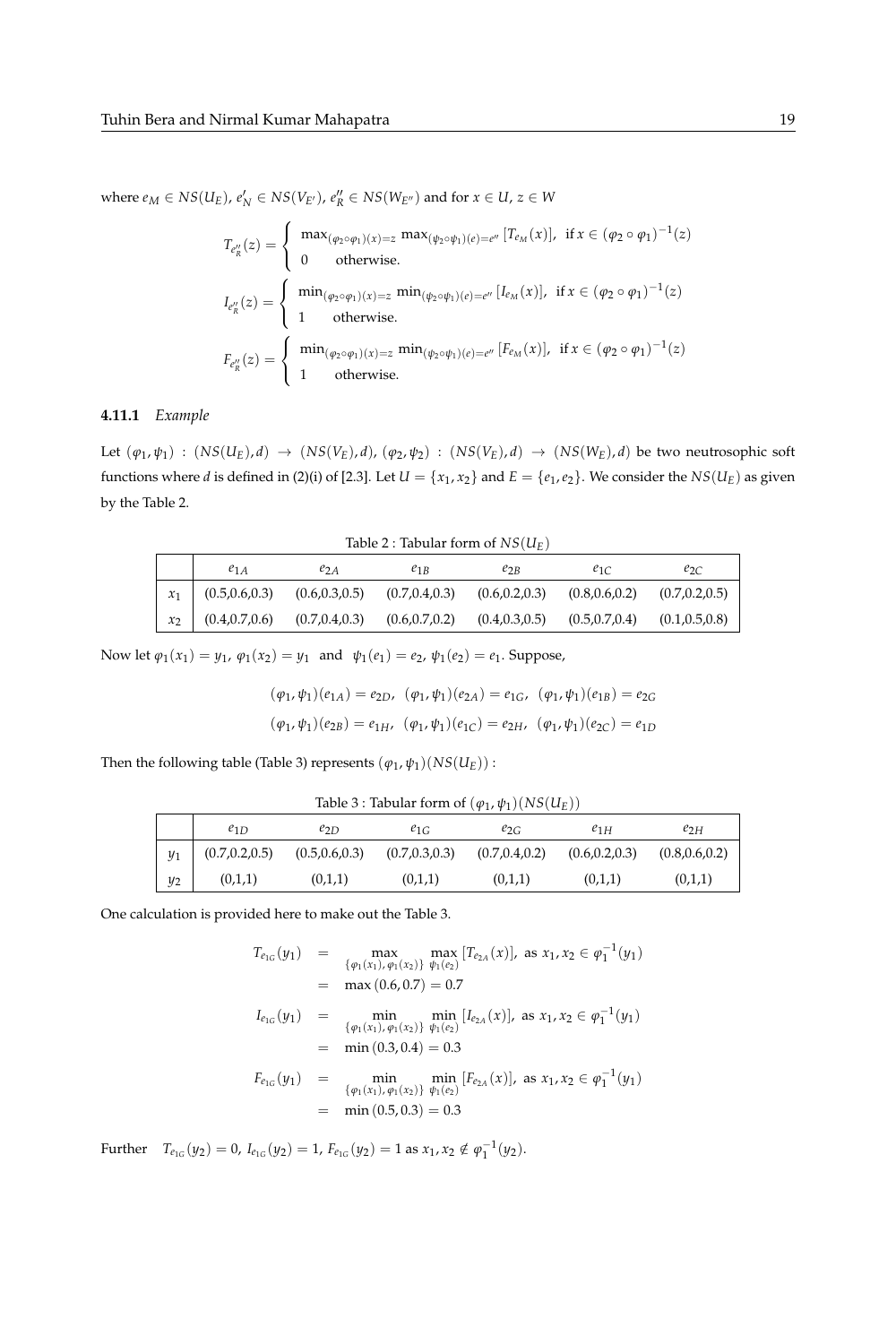where $e_M \in NS(U_E)$, $e'_N \in NS(V_{E'})$, $e''_R \in NS(W_{E''})$ and for $x \in U$, $z \in W$

$$T_{e''_R}(z) = \begin{cases} \max_{(\varphi_2 \circ \varphi_1)(x)=z} \max_{(\psi_2 \circ \psi_1)(e)=e''} [T_{e_M}(x)], & \text{if } x \in (\varphi_2 \circ \varphi_1)^{-1}(z) \\ 0 & \text{otherwise.} \end{cases}$$

$$I_{e''_R}(z) = \begin{cases} \min_{(\varphi_2 \circ \varphi_1)(x)=z} \min_{(\psi_2 \circ \psi_1)(e)=e''} [I_{e_M}(x)], & \text{if } x \in (\varphi_2 \circ \varphi_1)^{-1}(z) \\ 1 & \text{otherwise.} \end{cases}$$

$$F_{e''_R}(z) = \begin{cases} \min_{(\varphi_2 \circ \varphi_1)(x)=z} \min_{(\psi_2 \circ \psi_1)(e)=e''} [F_{e_M}(x)], & \text{if } x \in (\varphi_2 \circ \varphi_1)^{-1}(z) \\ 1 & \text{otherwise.} \end{cases}$$

**4.11.1** *Example*

Let $(\varphi_1, \psi_1) : (NS(U_E), d) \rightarrow (NS(V_E), d)$, $(\varphi_2, \psi_2) : (NS(V_E), d) \rightarrow (NS(W_E), d)$ be two neutrosophic soft functions where $d$ is defined in (2)(i) of [2.3]. Let $U = \{x_1, x_2\}$ and $E = \{e_1, e_2\}$. We consider the $NS(U_E)$ as given by the Table 2.

Table 2 : Tabular form of $NS(U_E)$

| | $e_{1A}$ | $e_{2A}$ | $e_{1B}$ | $e_{2B}$ | $e_{1C}$ | $e_{2C}$ |
|---|---|---|---|---|---|---|
| $x_1$ | (0.5,0.6,0.3) | (0.6,0.3,0.5) | (0.7,0.4,0.3) | (0.6,0.2,0.3) | (0.8,0.6,0.2) | (0.7,0.2,0.5) |
| $x_2$ | (0.4,0.7,0.6) | (0.7,0.4,0.3) | (0.6,0.7,0.2) | (0.4,0.3,0.5) | (0.5,0.7,0.4) | (0.1,0.5,0.8) |

Now let $\varphi_1(x_1) = y_1$, $\varphi_1(x_2) = y_1$ and $\psi_1(e_1) = e_2$, $\psi_1(e_2) = e_1$. Suppose,

$$(\varphi_1, \psi_1)(e_{1A}) = e_{2D}, \ (\varphi_1, \psi_1)(e_{2A}) = e_{1G}, \ (\varphi_1, \psi_1)(e_{1B}) = e_{2G}$$

$$(\varphi_1, \psi_1)(e_{2B}) = e_{1H}, \ (\varphi_1, \psi_1)(e_{1C}) = e_{2H}, \ (\varphi_1, \psi_1)(e_{2C}) = e_{1D}$$

Then the following table (Table 3) represents $(\varphi_1, \psi_1)(NS(U_E))$ :

Table 3 : Tabular form of $(\varphi_1, \psi_1)(NS(U_E))$

| | $e_{1D}$ | $e_{2D}$ | $e_{1G}$ | $e_{2G}$ | $e_{1H}$ | $e_{2H}$ |
|---|---|---|---|---|---|---|
| $y_1$ | (0.7,0.2,0.5) | (0.5,0.6,0.3) | (0.7,0.3,0.3) | (0.7,0.4,0.2) | (0.6,0.2,0.3) | (0.8,0.6,0.2) |
| $y_2$ | (0,1,1) | (0,1,1) | (0,1,1) | (0,1,1) | (0,1,1) | (0,1,1) |

One calculation is provided here to make out the Table 3.

$$\begin{aligned}
T_{e_{1G}}(y_1) &= \max_{\{\varphi_1(x_1), \varphi_1(x_2)\}} \max_{\psi_1(e_2)} [T_{e_{2A}}(x)], \text{ as } x_1, x_2 \in \varphi_1^{-1}(y_1) \\
&= \max(0.6, 0.7) = 0.7 \\
I_{e_{1G}}(y_1) &= \min_{\{\varphi_1(x_1), \varphi_1(x_2)\}} \min_{\psi_1(e_2)} [I_{e_{2A}}(x)], \text{ as } x_1, x_2 \in \varphi_1^{-1}(y_1) \\
&= \min(0.3, 0.4) = 0.3 \\
F_{e_{1G}}(y_1) &= \min_{\{\varphi_1(x_1), \varphi_1(x_2)\}} \min_{\psi_1(e_2)} [F_{e_{2A}}(x)], \text{ as } x_1, x_2 \in \varphi_1^{-1}(y_1) \\
&= \min(0.5, 0.3) = 0.3
\end{aligned}$$

Further $T_{e_{1G}}(y_2) = 0$, $I_{e_{1G}}(y_2) = 1$, $F_{e_{1G}}(y_2) = 1$ as $x_1, x_2 \notin \varphi_1^{-1}(y_2)$.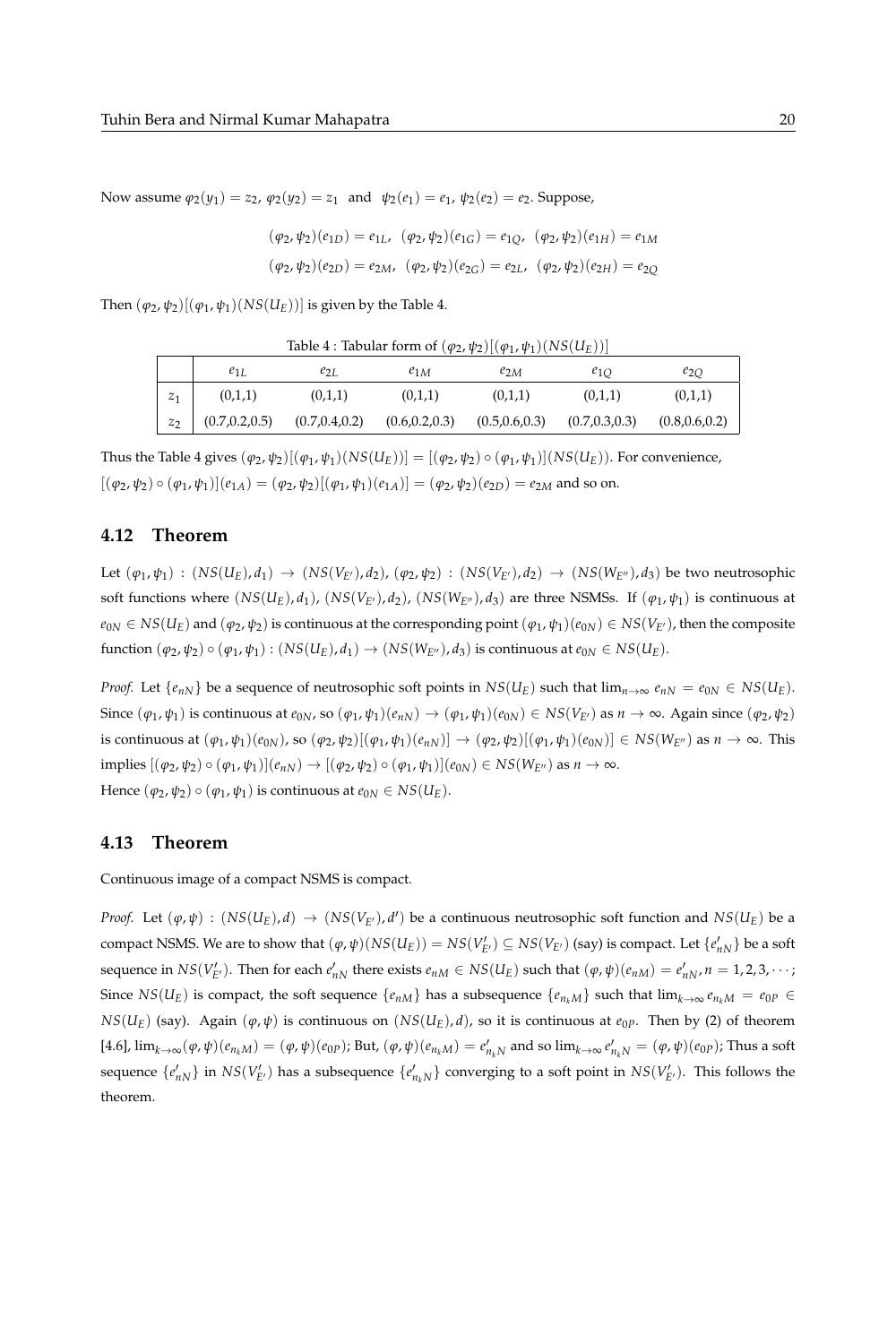Now assume $\varphi_2(y_1) = z_2$, $\varphi_2(y_2) = z_1$ and $\psi_2(e_1) = e_1$, $\psi_2(e_2) = e_2$. Suppose,

$$(\varphi_2, \psi_2)(e_{1D}) = e_{1L}, \ (\varphi_2, \psi_2)(e_{1G}) = e_{1Q}, \ (\varphi_2, \psi_2)(e_{1H}) = e_{1M}$$

$$(\varphi_2, \psi_2)(e_{2D}) = e_{2M}, \ (\varphi_2, \psi_2)(e_{2G}) = e_{2L}, \ (\varphi_2, \psi_2)(e_{2H}) = e_{2Q}$$

Then $(\varphi_2, \psi_2)[(\varphi_1, \psi_1)(NS(U_E))]$ is given by the Table 4.

Table 4 : Tabular form of $(\varphi_2, \psi_2)[(\varphi_1, \psi_1)(NS(U_E))]$

| | $e_{1L}$ | $e_{2L}$ | $e_{1M}$ | $e_{2M}$ | $e_{1Q}$ | $e_{2Q}$ |
|---|---|---|---|---|---|---|
| $z_1$ | (0,1,1) | (0,1,1) | (0,1,1) | (0,1,1) | (0,1,1) | (0,1,1) |
| $z_2$ | (0.7,0.2,0.5) | (0.7,0.4,0.2) | (0.6,0.2,0.3) | (0.5,0.6,0.3) | (0.7,0.3,0.3) | (0.8,0.6,0.2) |

Thus the Table 4 gives $(\varphi_2, \psi_2)[(\varphi_1, \psi_1)(NS(U_E))] = [(\varphi_2, \psi_2) \circ (\varphi_1, \psi_1)](NS(U_E))$. For convenience, $[(\varphi_2, \psi_2) \circ (\varphi_1, \psi_1)](e_{1A}) = (\varphi_2, \psi_2)[(\varphi_1, \psi_1)(e_{1A})] = (\varphi_2, \psi_2)(e_{2D}) = e_{2M}$ and so on.

### 4.12 Theorem

Let $(\varphi_1, \psi_1) : (NS(U_E), d_1) \to (NS(V_{E'}), d_2)$, $(\varphi_2, \psi_2) : (NS(V_{E'}), d_2) \to (NS(W_{E''}), d_3)$ be two neutrosophic soft functions where $(NS(U_E), d_1)$, $(NS(V_{E'}), d_2)$, $(NS(W_{E''}), d_3)$ are three NSMSs. If $(\varphi_1, \psi_1)$ is continuous at $e_{0N} \in NS(U_E)$ and $(\varphi_2, \psi_2)$ is continuous at the corresponding point $(\varphi_1, \psi_1)(e_{0N}) \in NS(V_{E'})$, then the composite function $(\varphi_2, \psi_2) \circ (\varphi_1, \psi_1) : (NS(U_E), d_1) \to (NS(W_{E''}), d_3)$ is continuous at $e_{0N} \in NS(U_E)$.

*Proof.* Let $\{e_{nN}\}$ be a sequence of neutrosophic soft points in $NS(U_E)$ such that $\lim_{n\to\infty} e_{nN} = e_{0N} \in NS(U_E)$. Since $(\varphi_1, \psi_1)$ is continuous at $e_{0N}$, so $(\varphi_1, \psi_1)(e_{nN}) \to (\varphi_1, \psi_1)(e_{0N}) \in NS(V_{E'})$ as $n \to \infty$. Again since $(\varphi_2, \psi_2)$ is continuous at $(\varphi_1, \psi_1)(e_{0N})$, so $(\varphi_2, \psi_2)[(\varphi_1, \psi_1)(e_{nN})] \to (\varphi_2, \psi_2)[(\varphi_1, \psi_1)(e_{0N})] \in NS(W_{E''})$ as $n \to \infty$. This implies $[(\varphi_2, \psi_2) \circ (\varphi_1, \psi_1)](e_{nN}) \to [(\varphi_2, \psi_2) \circ (\varphi_1, \psi_1)](e_{0N}) \in NS(W_{E''})$ as $n \to \infty$.
Hence $(\varphi_2, \psi_2) \circ (\varphi_1, \psi_1)$ is continuous at $e_{0N} \in NS(U_E)$.

### 4.13 Theorem

Continuous image of a compact NSMS is compact.

*Proof.* Let $(\varphi, \psi) : (NS(U_E), d) \to (NS(V_{E'}), d')$ be a continuous neutrosophic soft function and $NS(U_E)$ be a compact NSMS. We are to show that $(\varphi, \psi)(NS(U_E)) = NS(V'_{E'}) \subseteq NS(V_{E'})$ (say) is compact. Let $\{e'_{nN}\}$ be a soft sequence in $NS(V'_{E'})$. Then for each $e'_{nN}$ there exists $e_{nM} \in NS(U_E)$ such that $(\varphi, \psi)(e_{nM}) = e'_{nN}, n = 1, 2, 3, \cdots$; Since $NS(U_E)$ is compact, the soft sequence $\{e_{nM}\}$ has a subsequence $\{e_{n_kM}\}$ such that $\lim_{k\to\infty} e_{n_kM} = e_{0P} \in NS(U_E)$ (say). Again $(\varphi, \psi)$ is continuous on $(NS(U_E), d)$, so it is continuous at $e_{0P}$. Then by (2) of theorem [4.6], $\lim_{k\to\infty} (\varphi, \psi)(e_{n_kM}) = (\varphi, \psi)(e_{0P})$; But, $(\varphi, \psi)(e_{n_kM}) = e'_{n_kN}$ and so $\lim_{k\to\infty} e'_{n_kN} = (\varphi, \psi)(e_{0P})$; Thus a soft sequence $\{e'_{nN}\}$ in $NS(V'_{E'})$ has a subsequence $\{e'_{n_kN}\}$ converging to a soft point in $NS(V'_{E'})$. This follows the theorem.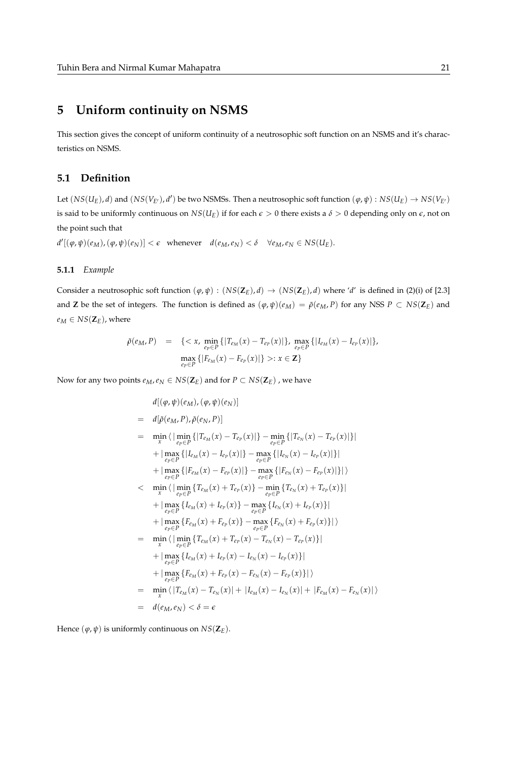## 5 Uniform continuity on NSMS

This section gives the concept of uniform continuity of a neutrosophic soft function on an NSMS and it's characteristics on NSMS.

### 5.1 Definition

Let $(NS(U_E), d)$ and $(NS(V_{E'}), d')$ be two NSMSs. Then a neutrosophic soft function $(\varphi, \psi) : NS(U_E) \rightarrow NS(V_{E'})$ is said to be uniformly continuous on $NS(U_E)$ if for each $\epsilon > 0$ there exists a $\delta > 0$ depending only on $\epsilon$, not on the point such that

$d'[(\varphi, \psi)(e_M), (\varphi, \psi)(e_N)] < \epsilon$ whenever $d(e_M, e_N) < \delta \quad \forall e_M, e_N \in NS(U_E)$.

#### 5.1.1 *Example*

Consider a neutrosophic soft function $(\varphi, \psi) : (NS(\mathbf{Z}_E), d) \rightarrow (NS(\mathbf{Z}_E), d)$ where '$d$' is defined in (2)(i) of [2.3] and $\mathbf{Z}$ be the set of integers. The function is defined as $(\varphi, \psi)(e_M) = \tilde{\rho}(e_M, P)$ for any NSS $P \subset NS(\mathbf{Z}_E)$ and $e_M \in NS(\mathbf{Z}_E)$, where

$$
\begin{aligned}
\tilde{\rho}(e_M, P) \quad = \quad & \{< x, \min_{e_P \in P}\{|T_{e_M}(x) - T_{e_P}(x)|\}, \max_{e_P \in P}\{|I_{e_M}(x) - I_{e_P}(x)|\}, \\
& \max_{e_P \in P}\{|F_{e_M}(x) - F_{e_P}(x)|\} >: x \in \mathbf{Z}\}
\end{aligned}
$$

Now for any two points $e_M, e_N \in NS(\mathbf{Z}_E)$ and for $P \subset NS(\mathbf{Z}_E)$ , we have

$$
\begin{aligned}
& d[(\varphi, \psi)(e_M), (\varphi, \psi)(e_N)] \\
= \quad & d[\tilde{\rho}(e_M, P), \tilde{\rho}(e_N, P)] \\
= \quad & \min_x \langle\, |\min_{e_P \in P}\{|T_{e_M}(x) - T_{e_P}(x)|\} - \min_{e_P \in P}\{|T_{e_N}(x) - T_{e_P}(x)|\}| \\
& + |\max_{e_P \in P}\{|I_{e_M}(x) - I_{e_P}(x)|\} - \max_{e_P \in P}\{|I_{e_N}(x) - I_{e_P}(x)|\}| \\
& + |\max_{e_P \in P}\{|F_{e_M}(x) - F_{e_P}(x)|\} - \max_{e_P \in P}\{|F_{e_N}(x) - F_{e_P}(x)|\}|\, \rangle \\
< \quad & \min_x \langle\, |\min_{e_P \in P}\{T_{e_M}(x) + T_{e_P}(x)\} - \min_{e_P \in P}\{T_{e_N}(x) + T_{e_P}(x)\}| \\
& + |\max_{e_P \in P}\{I_{e_M}(x) + I_{e_P}(x)\} - \max_{e_P \in P}\{I_{e_N}(x) + I_{e_P}(x)\}| \\
& + |\max_{e_P \in P}\{F_{e_M}(x) + F_{e_P}(x)\} - \max_{e_P \in P}\{F_{e_N}(x) + F_{e_P}(x)\}|\, \rangle \\
= \quad & \min_x \langle\, |\min_{e_P \in P}\{T_{e_M}(x) + T_{e_P}(x) - T_{e_N}(x) - T_{e_P}(x)\}| \\
& + |\max_{e_P \in P}\{I_{e_M}(x) + I_{e_P}(x) - I_{e_N}(x) - I_{e_P}(x)\}| \\
& + |\max_{e_P \in P}\{F_{e_M}(x) + F_{e_P}(x) - F_{e_N}(x) - F_{e_P}(x)\}|\, \rangle \\
= \quad & \min_x \langle\, |T_{e_M}(x) - T_{e_N}(x)| + |I_{e_M}(x) - I_{e_N}(x)| + |F_{e_M}(x) - F_{e_N}(x)|\, \rangle \\
= \quad & d(e_M, e_N) < \delta = \epsilon
\end{aligned}
$$

Hence $(\varphi, \psi)$ is uniformly continuous on $NS(\mathbf{Z}_E)$.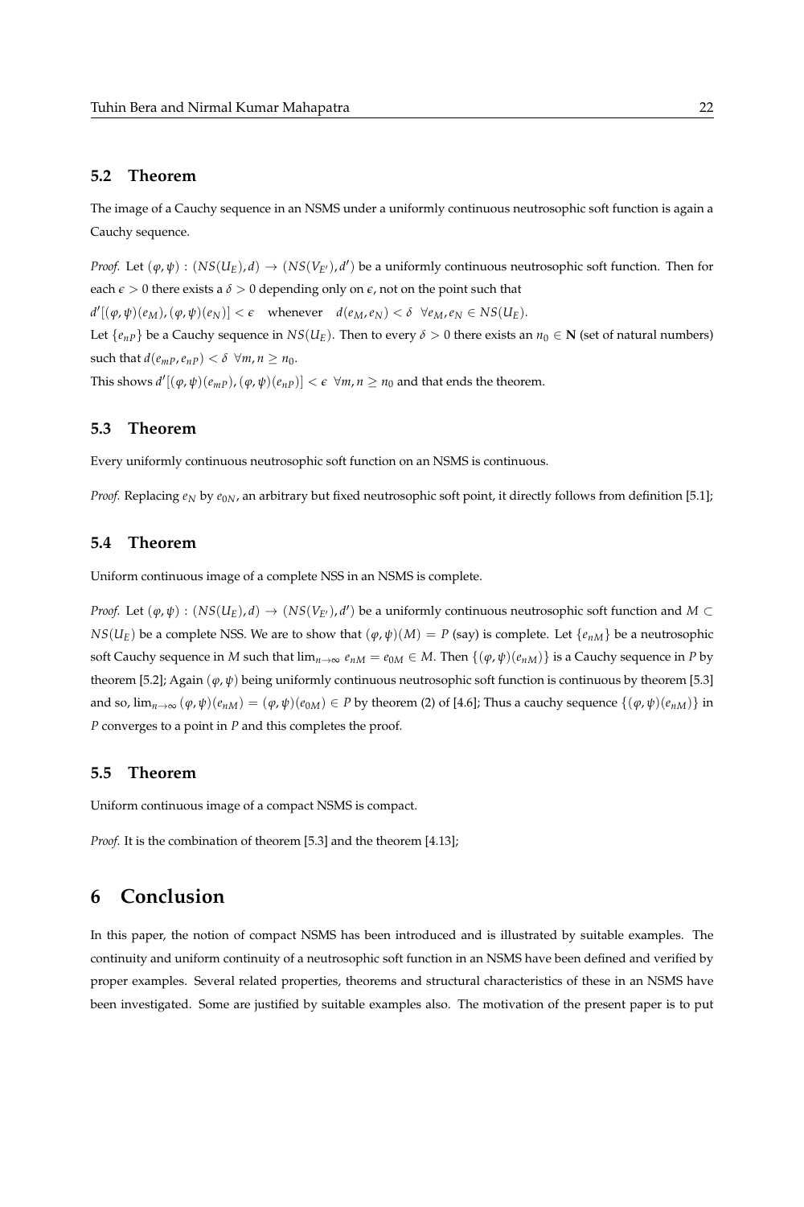### 5.2 Theorem

The image of a Cauchy sequence in an NSMS under a uniformly continuous neutrosophic soft function is again a Cauchy sequence.

*Proof.* Let $(\varphi, \psi) : (NS(U_E), d) \rightarrow (NS(V_{E'}), d')$ be a uniformly continuous neutrosophic soft function. Then for each $\epsilon > 0$ there exists a $\delta > 0$ depending only on $\epsilon$, not on the point such that

$d'[(\varphi, \psi)(e_M), (\varphi, \psi)(e_N)] < \epsilon$ whenever $d(e_M, e_N) < \delta$ $\forall e_M, e_N \in NS(U_E)$.

Let $\{e_{nP}\}$ be a Cauchy sequence in $NS(U_E)$. Then to every $\delta > 0$ there exists an $n_0 \in \mathbf{N}$ (set of natural numbers) such that $d(e_{mP}, e_{nP}) < \delta$ $\forall m, n \geq n_0$.

This shows $d'[(\varphi, \psi)(e_{mP}), (\varphi, \psi)(e_{nP})] < \epsilon$ $\forall m, n \geq n_0$ and that ends the theorem.

### 5.3 Theorem

Every uniformly continuous neutrosophic soft function on an NSMS is continuous.

*Proof.* Replacing $e_N$ by $e_{0N}$, an arbitrary but fixed neutrosophic soft point, it directly follows from definition [5.1];

### 5.4 Theorem

Uniform continuous image of a complete NSS in an NSMS is complete.

*Proof.* Let $(\varphi, \psi) : (NS(U_E), d) \rightarrow (NS(V_{E'}), d')$ be a uniformly continuous neutrosophic soft function and $M \subset NS(U_E)$ be a complete NSS. We are to show that $(\varphi, \psi)(M) = P$ (say) is complete. Let $\{e_{nM}\}$ be a neutrosophic soft Cauchy sequence in $M$ such that $\lim_{n \to \infty} e_{nM} = e_{0M} \in M$. Then $\{(\varphi, \psi)(e_{nM})\}$ is a Cauchy sequence in $P$ by theorem [5.2]; Again $(\varphi, \psi)$ being uniformly continuous neutrosophic soft function is continuous by theorem [5.3] and so, $\lim_{n \to \infty} (\varphi, \psi)(e_{nM}) = (\varphi, \psi)(e_{0M}) \in P$ by theorem (2) of [4.6]; Thus a cauchy sequence $\{(\varphi, \psi)(e_{nM})\}$ in $P$ converges to a point in $P$ and this completes the proof.

### 5.5 Theorem

Uniform continuous image of a compact NSMS is compact.

*Proof.* It is the combination of theorem [5.3] and the theorem [4.13];

## 6 Conclusion

In this paper, the notion of compact NSMS has been introduced and is illustrated by suitable examples. The continuity and uniform continuity of a neutrosophic soft function in an NSMS have been defined and verified by proper examples. Several related properties, theorems and structural characteristics of these in an NSMS have been investigated. Some are justified by suitable examples also. The motivation of the present paper is to put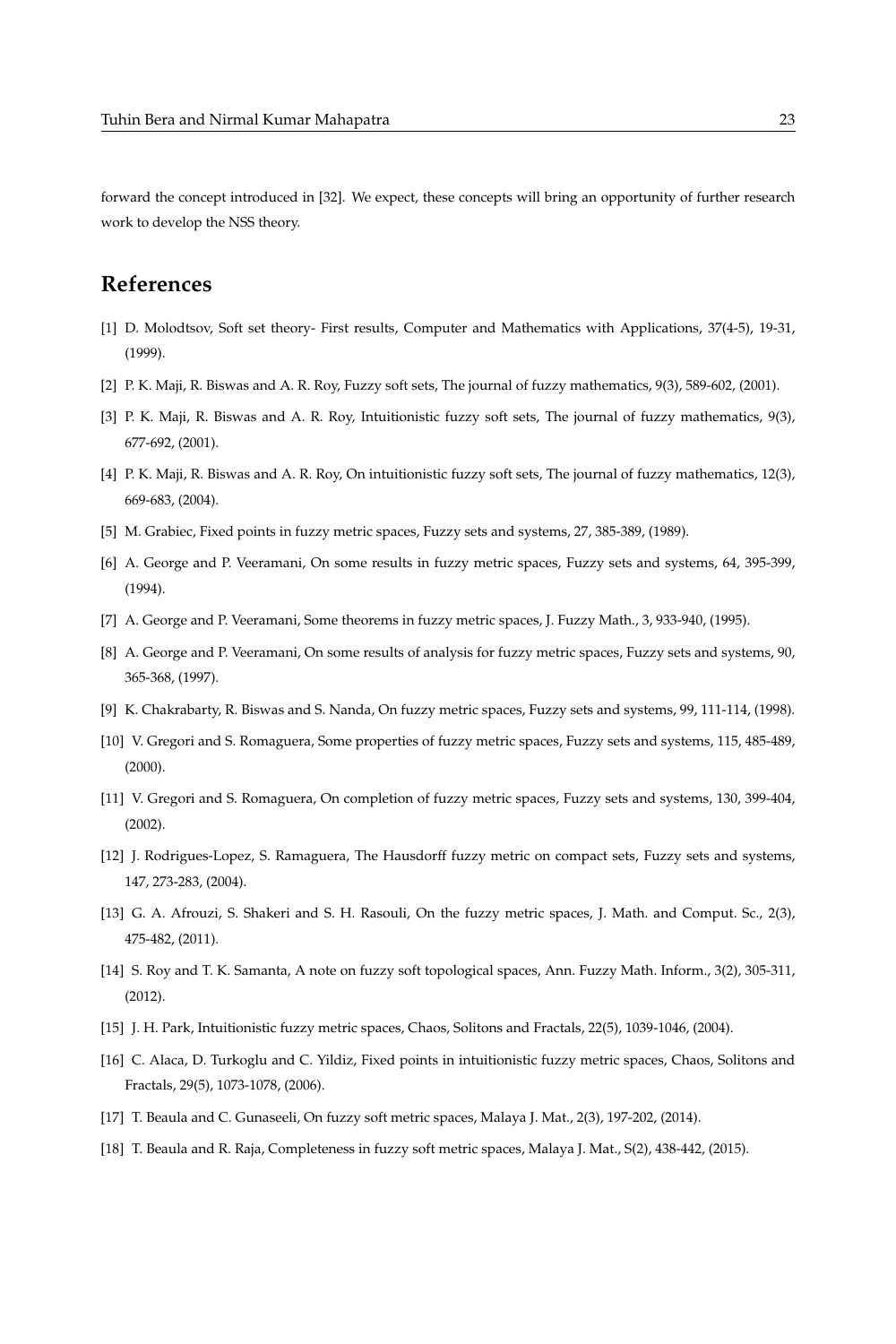forward the concept introduced in [32]. We expect, these concepts will bring an opportunity of further research work to develop the NSS theory.

# References

[1] D. Molodtsov, Soft set theory- First results, Computer and Mathematics with Applications, 37(4-5), 19-31, (1999).

[2] P. K. Maji, R. Biswas and A. R. Roy, Fuzzy soft sets, The journal of fuzzy mathematics, 9(3), 589-602, (2001).

[3] P. K. Maji, R. Biswas and A. R. Roy, Intuitionistic fuzzy soft sets, The journal of fuzzy mathematics, 9(3), 677-692, (2001).

[4] P. K. Maji, R. Biswas and A. R. Roy, On intuitionistic fuzzy soft sets, The journal of fuzzy mathematics, 12(3), 669-683, (2004).

[5] M. Grabiec, Fixed points in fuzzy metric spaces, Fuzzy sets and systems, 27, 385-389, (1989).

[6] A. George and P. Veeramani, On some results in fuzzy metric spaces, Fuzzy sets and systems, 64, 395-399, (1994).

[7] A. George and P. Veeramani, Some theorems in fuzzy metric spaces, J. Fuzzy Math., 3, 933-940, (1995).

[8] A. George and P. Veeramani, On some results of analysis for fuzzy metric spaces, Fuzzy sets and systems, 90, 365-368, (1997).

[9] K. Chakrabarty, R. Biswas and S. Nanda, On fuzzy metric spaces, Fuzzy sets and systems, 99, 111-114, (1998).

[10] V. Gregori and S. Romaguera, Some properties of fuzzy metric spaces, Fuzzy sets and systems, 115, 485-489, (2000).

[11] V. Gregori and S. Romaguera, On completion of fuzzy metric spaces, Fuzzy sets and systems, 130, 399-404, (2002).

[12] J. Rodrigues-Lopez, S. Ramaguera, The Hausdorff fuzzy metric on compact sets, Fuzzy sets and systems, 147, 273-283, (2004).

[13] G. A. Afrouzi, S. Shakeri and S. H. Rasouli, On the fuzzy metric spaces, J. Math. and Comput. Sc., 2(3), 475-482, (2011).

[14] S. Roy and T. K. Samanta, A note on fuzzy soft topological spaces, Ann. Fuzzy Math. Inform., 3(2), 305-311, (2012).

[15] J. H. Park, Intuitionistic fuzzy metric spaces, Chaos, Solitons and Fractals, 22(5), 1039-1046, (2004).

[16] C. Alaca, D. Turkoglu and C. Yildiz, Fixed points in intuitionistic fuzzy metric spaces, Chaos, Solitons and Fractals, 29(5), 1073-1078, (2006).

[17] T. Beaula and C. Gunaseeli, On fuzzy soft metric spaces, Malaya J. Mat., 2(3), 197-202, (2014).

[18] T. Beaula and R. Raja, Completeness in fuzzy soft metric spaces, Malaya J. Mat., S(2), 438-442, (2015).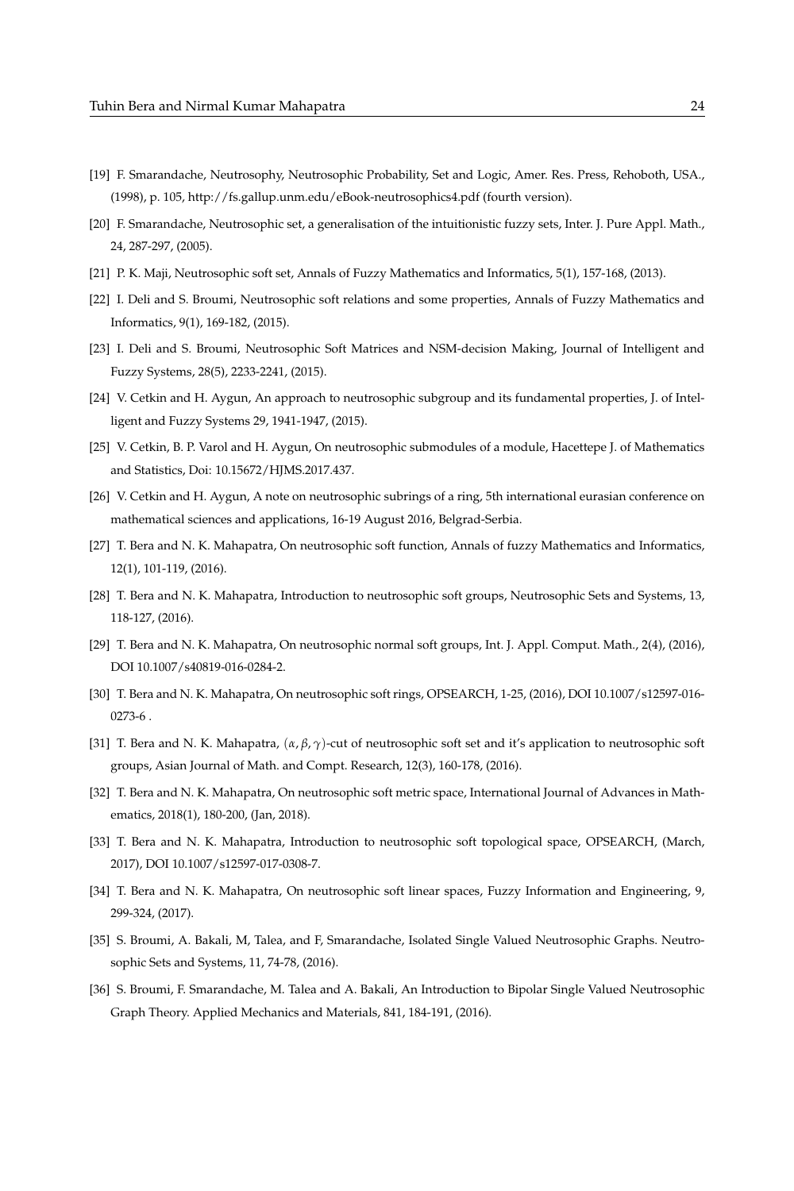[19] F. Smarandache, Neutrosophy, Neutrosophic Probability, Set and Logic, Amer. Res. Press, Rehoboth, USA., (1998), p. 105, http://fs.gallup.unm.edu/eBook-neutrosophics4.pdf (fourth version).

[20] F. Smarandache, Neutrosophic set, a generalisation of the intuitionistic fuzzy sets, Inter. J. Pure Appl. Math., 24, 287-297, (2005).

[21] P. K. Maji, Neutrosophic soft set, Annals of Fuzzy Mathematics and Informatics, 5(1), 157-168, (2013).

[22] I. Deli and S. Broumi, Neutrosophic soft relations and some properties, Annals of Fuzzy Mathematics and Informatics, 9(1), 169-182, (2015).

[23] I. Deli and S. Broumi, Neutrosophic Soft Matrices and NSM-decision Making, Journal of Intelligent and Fuzzy Systems, 28(5), 2233-2241, (2015).

[24] V. Cetkin and H. Aygun, An approach to neutrosophic subgroup and its fundamental properties, J. of Intelligent and Fuzzy Systems 29, 1941-1947, (2015).

[25] V. Cetkin, B. P. Varol and H. Aygun, On neutrosophic submodules of a module, Hacettepe J. of Mathematics and Statistics, Doi: 10.15672/HJMS.2017.437.

[26] V. Cetkin and H. Aygun, A note on neutrosophic subrings of a ring, 5th international eurasian conference on mathematical sciences and applications, 16-19 August 2016, Belgrad-Serbia.

[27] T. Bera and N. K. Mahapatra, On neutrosophic soft function, Annals of fuzzy Mathematics and Informatics, 12(1), 101-119, (2016).

[28] T. Bera and N. K. Mahapatra, Introduction to neutrosophic soft groups, Neutrosophic Sets and Systems, 13, 118-127, (2016).

[29] T. Bera and N. K. Mahapatra, On neutrosophic normal soft groups, Int. J. Appl. Comput. Math., 2(4), (2016), DOI 10.1007/s40819-016-0284-2.

[30] T. Bera and N. K. Mahapatra, On neutrosophic soft rings, OPSEARCH, 1-25, (2016), DOI 10.1007/s12597-016-0273-6 .

[31] T. Bera and N. K. Mahapatra, $(\alpha, \beta, \gamma)$-cut of neutrosophic soft set and it's application to neutrosophic soft groups, Asian Journal of Math. and Compt. Research, 12(3), 160-178, (2016).

[32] T. Bera and N. K. Mahapatra, On neutrosophic soft metric space, International Journal of Advances in Mathematics, 2018(1), 180-200, (Jan, 2018).

[33] T. Bera and N. K. Mahapatra, Introduction to neutrosophic soft topological space, OPSEARCH, (March, 2017), DOI 10.1007/s12597-017-0308-7.

[34] T. Bera and N. K. Mahapatra, On neutrosophic soft linear spaces, Fuzzy Information and Engineering, 9, 299-324, (2017).

[35] S. Broumi, A. Bakali, M, Talea, and F, Smarandache, Isolated Single Valued Neutrosophic Graphs. Neutrosophic Sets and Systems, 11, 74-78, (2016).

[36] S. Broumi, F. Smarandache, M. Talea and A. Bakali, An Introduction to Bipolar Single Valued Neutrosophic Graph Theory. Applied Mechanics and Materials, 841, 184-191, (2016).